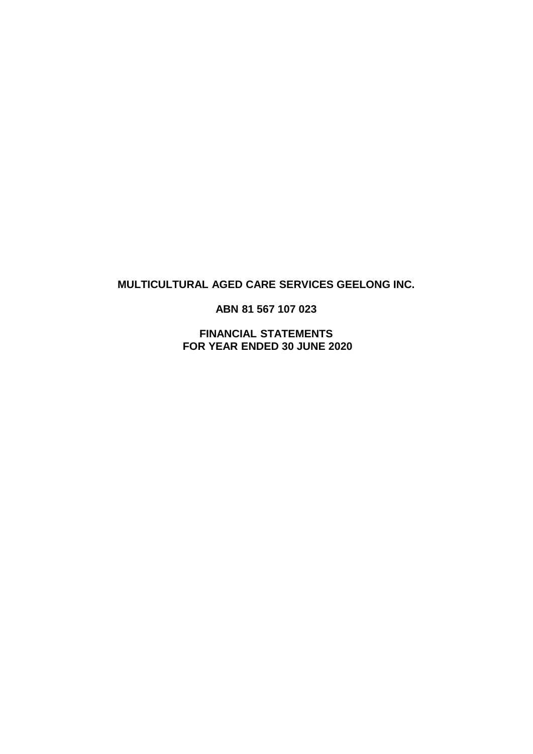# MULTICULTURAL AGED CARE SERVICES GEELONG INC.

**ABN 81 567 107 023**

**FINANCIAL STATEMENTS**
**FOR YEAR ENDED 30 JUNE 2020**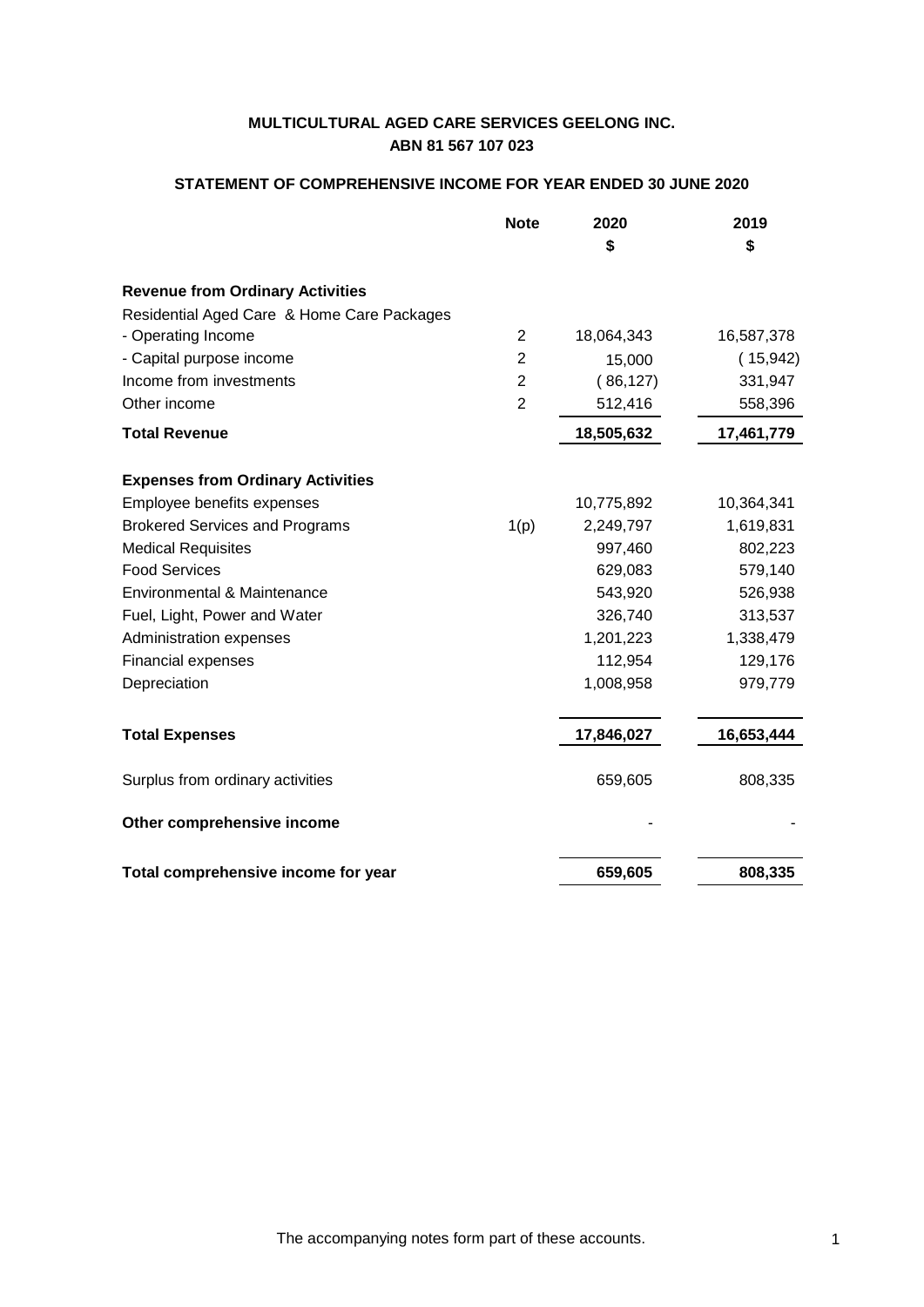**MULTICULTURAL AGED CARE SERVICES GEELONG INC.**
**ABN 81 567 107 023**

**STATEMENT OF COMPREHENSIVE INCOME FOR YEAR ENDED 30 JUNE 2020**

| | Note | 2020 | 2019 |
|---|---|---|---|
| | | $ | $ |
| **Revenue from Ordinary Activities** | | | |
| Residential Aged Care & Home Care Packages | | | |
| - Operating Income | 2 | 18,064,343 | 16,587,378 |
| - Capital purpose income | 2 | 15,000 | ( 15,942) |
| Income from investments | 2 | ( 86,127) | 331,947 |
| Other income | 2 | 512,416 | 558,396 |
| **Total Revenue** | | **18,505,632** | **17,461,779** |
| **Expenses from Ordinary Activities** | | | |
| Employee benefits expenses | | 10,775,892 | 10,364,341 |
| Brokered Services and Programs | 1(p) | 2,249,797 | 1,619,831 |
| Medical Requisites | | 997,460 | 802,223 |
| Food Services | | 629,083 | 579,140 |
| Environmental & Maintenance | | 543,920 | 526,938 |
| Fuel, Light, Power and Water | | 326,740 | 313,537 |
| Administration expenses | | 1,201,223 | 1,338,479 |
| Financial expenses | | 112,954 | 129,176 |
| Depreciation | | 1,008,958 | 979,779 |
| **Total Expenses** | | **17,846,027** | **16,653,444** |
| Surplus from ordinary activities | | 659,605 | 808,335 |
| **Other comprehensive income** | | - | - |
| **Total comprehensive income for year** | | **659,605** | **808,335** |

The accompanying notes form part of these accounts.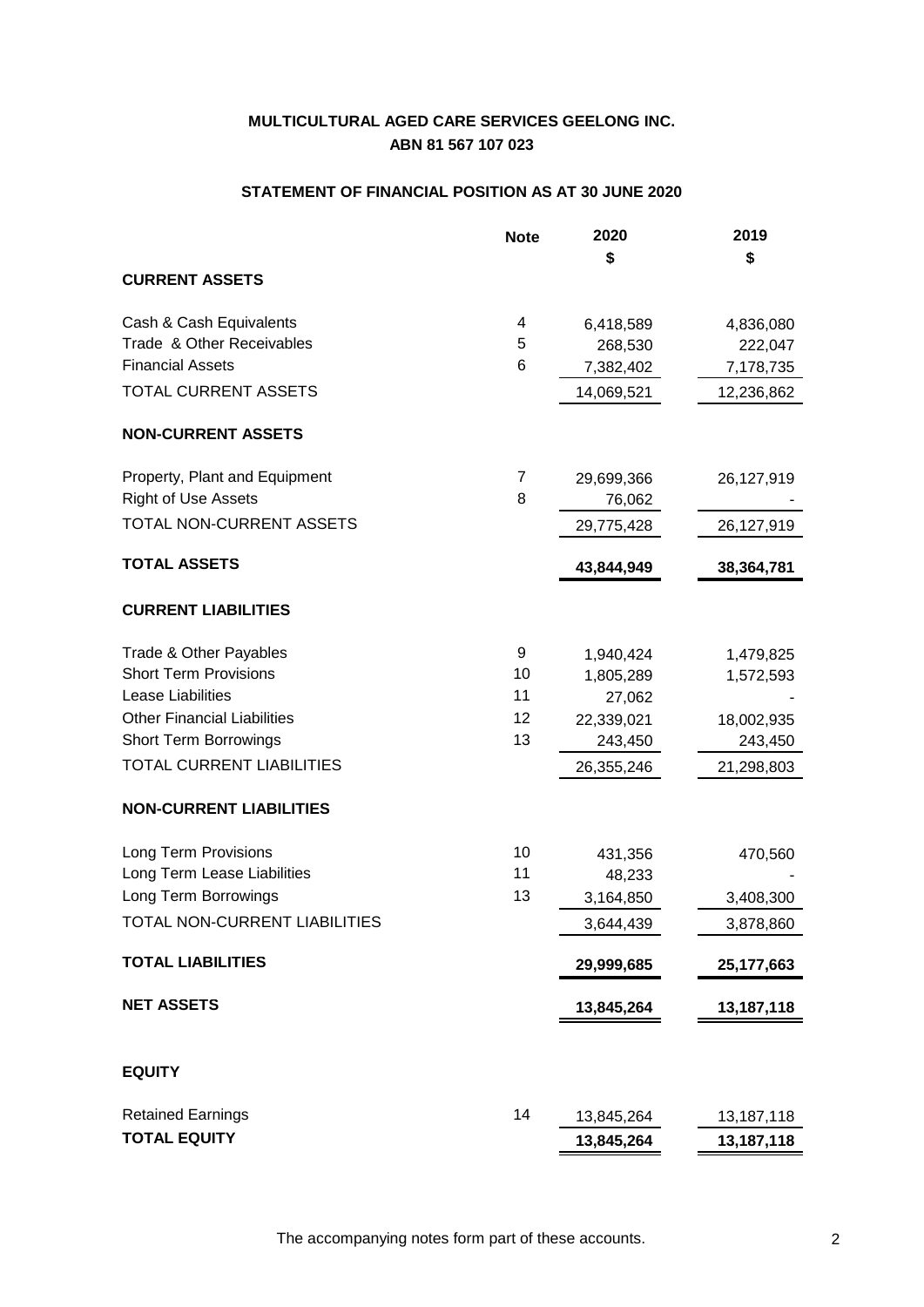# MULTICULTURAL AGED CARE SERVICES GEELONG INC.
## ABN 81 567 107 023

### STATEMENT OF FINANCIAL POSITION AS AT 30 JUNE 2020

| | Note | 2020 $ | 2019 $ |
|---|---|---|---|
| **CURRENT ASSETS** | | | |
| Cash & Cash Equivalents | 4 | 6,418,589 | 4,836,080 |
| Trade & Other Receivables | 5 | 268,530 | 222,047 |
| Financial Assets | 6 | 7,382,402 | 7,178,735 |
| TOTAL CURRENT ASSETS | | 14,069,521 | 12,236,862 |
| **NON-CURRENT ASSETS** | | | |
| Property, Plant and Equipment | 7 | 29,699,366 | 26,127,919 |
| Right of Use Assets | 8 | 76,062 | - |
| TOTAL NON-CURRENT ASSETS | | 29,775,428 | 26,127,919 |
| **TOTAL ASSETS** | | **43,844,949** | **38,364,781** |
| **CURRENT LIABILITIES** | | | |
| Trade & Other Payables | 9 | 1,940,424 | 1,479,825 |
| Short Term Provisions | 10 | 1,805,289 | 1,572,593 |
| Lease Liabilities | 11 | 27,062 | - |
| Other Financial Liabilities | 12 | 22,339,021 | 18,002,935 |
| Short Term Borrowings | 13 | 243,450 | 243,450 |
| TOTAL CURRENT LIABILITIES | | 26,355,246 | 21,298,803 |
| **NON-CURRENT LIABILITIES** | | | |
| Long Term Provisions | 10 | 431,356 | 470,560 |
| Long Term Lease Liabilities | 11 | 48,233 | - |
| Long Term Borrowings | 13 | 3,164,850 | 3,408,300 |
| TOTAL NON-CURRENT LIABILITIES | | 3,644,439 | 3,878,860 |
| **TOTAL LIABILITIES** | | **29,999,685** | **25,177,663** |
| **NET ASSETS** | | **13,845,264** | **13,187,118** |
| **EQUITY** | | | |
| Retained Earnings | 14 | 13,845,264 | 13,187,118 |
| **TOTAL EQUITY** | | **13,845,264** | **13,187,118** |

The accompanying notes form part of these accounts.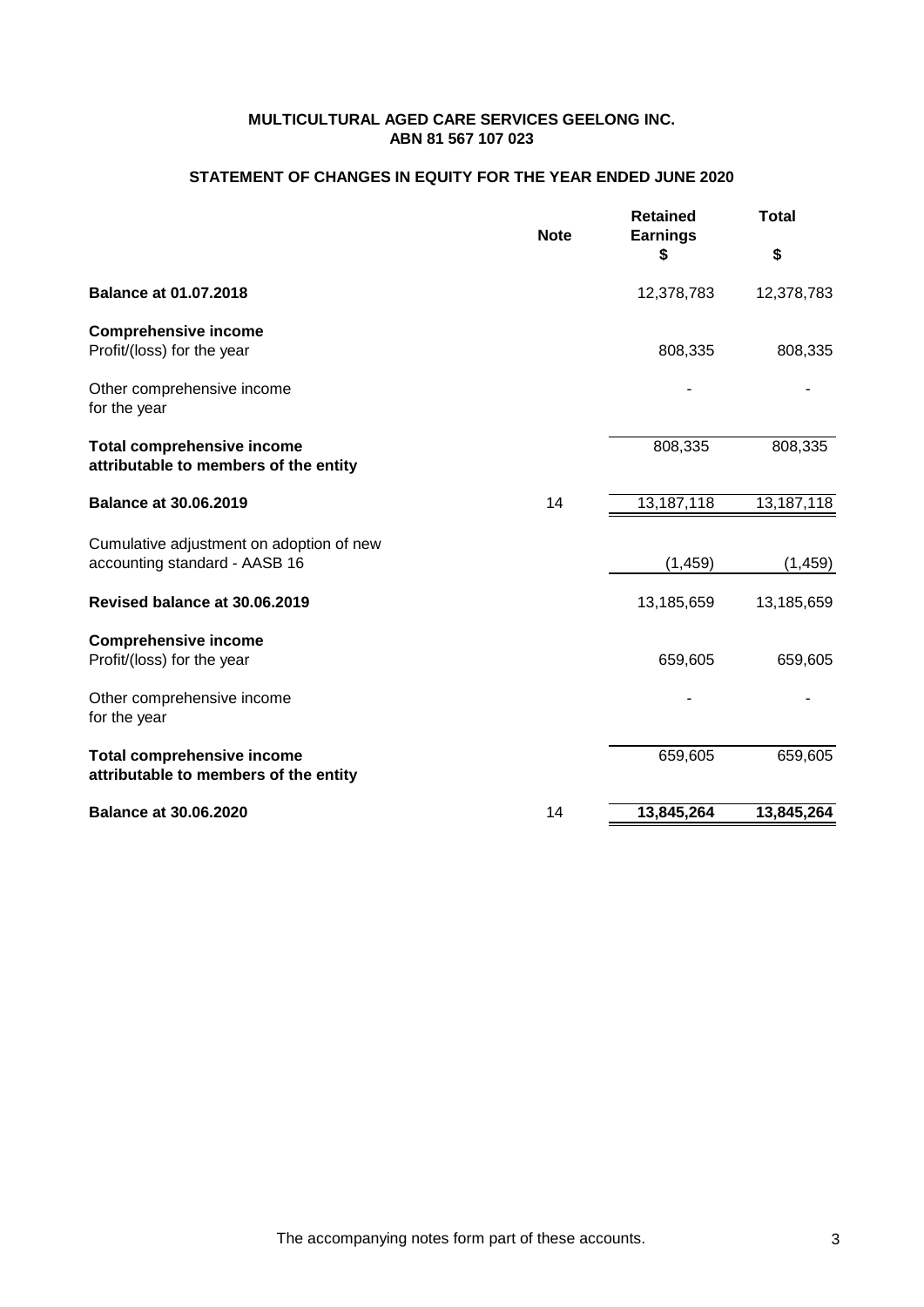**MULTICULTURAL AGED CARE SERVICES GEELONG INC.**
**ABN 81 567 107 023**

## STATEMENT OF CHANGES IN EQUITY FOR THE YEAR ENDED JUNE 2020

| | Note | Retained Earnings $ | Total $ |
|---|---|---|---|
| **Balance at 01.07.2018** | | 12,378,783 | 12,378,783 |
| **Comprehensive income** | | | |
| Profit/(loss) for the year | | 808,335 | 808,335 |
| Other comprehensive income for the year | | - | - |
| **Total comprehensive income attributable to members of the entity** | | 808,335 | 808,335 |
| **Balance at 30.06.2019** | 14 | 13,187,118 | 13,187,118 |
| Cumulative adjustment on adoption of new accounting standard - AASB 16 | | (1,459) | (1,459) |
| **Revised balance at 30.06.2019** | | 13,185,659 | 13,185,659 |
| **Comprehensive income** | | | |
| Profit/(loss) for the year | | 659,605 | 659,605 |
| Other comprehensive income for the year | | - | - |
| **Total comprehensive income attributable to members of the entity** | | 659,605 | 659,605 |
| **Balance at 30.06.2020** | 14 | **13,845,264** | **13,845,264** |

The accompanying notes form part of these accounts.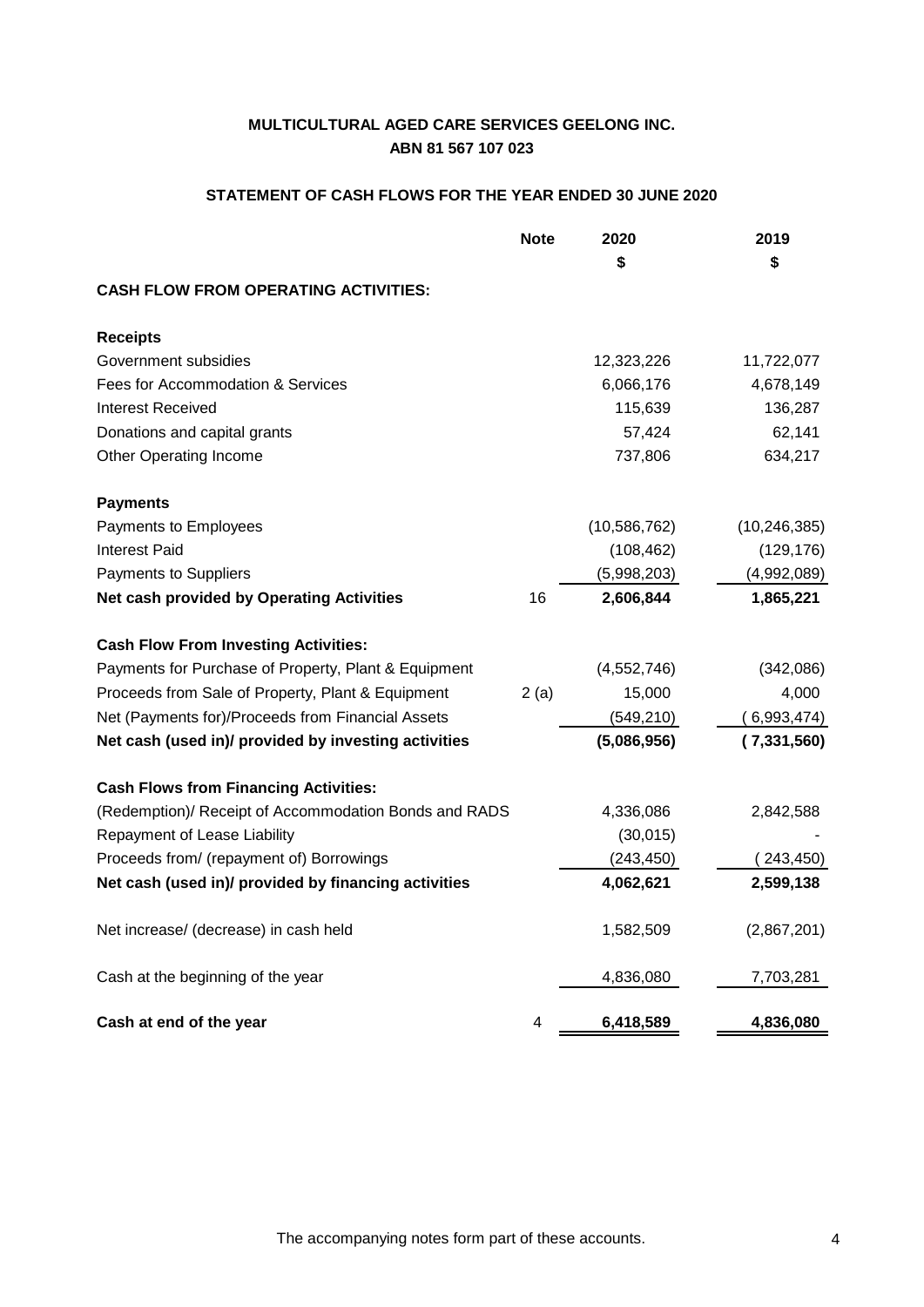# MULTICULTURAL AGED CARE SERVICES GEELONG INC.
## ABN 81 567 107 023

### STATEMENT OF CASH FLOWS FOR THE YEAR ENDED 30 JUNE 2020

| | Note | 2020 | 2019 |
|---|---|---|---|
| | | $ | $ |
| **CASH FLOW FROM OPERATING ACTIVITIES:** | | | |
| **Receipts** | | | |
| Government subsidies | | 12,323,226 | 11,722,077 |
| Fees for Accommodation & Services | | 6,066,176 | 4,678,149 |
| Interest Received | | 115,639 | 136,287 |
| Donations and capital grants | | 57,424 | 62,141 |
| Other Operating Income | | 737,806 | 634,217 |
| **Payments** | | | |
| Payments to Employees | | (10,586,762) | (10,246,385) |
| Interest Paid | | (108,462) | (129,176) |
| Payments to Suppliers | | (5,998,203) | (4,992,089) |
| **Net cash provided by Operating Activities** | 16 | **2,606,844** | **1,865,221** |
| **Cash Flow From Investing Activities:** | | | |
| Payments for Purchase of Property, Plant & Equipment | | (4,552,746) | (342,086) |
| Proceeds from Sale of Property, Plant & Equipment | 2 (a) | 15,000 | 4,000 |
| Net (Payments for)/Proceeds from Financial Assets | | (549,210) | ( 6,993,474) |
| **Net cash (used in)/ provided by investing activities** | | **(5,086,956)** | **( 7,331,560)** |
| **Cash Flows from Financing Activities:** | | | |
| (Redemption)/ Receipt of Accommodation Bonds and RADS | | 4,336,086 | 2,842,588 |
| Repayment of Lease Liability | | (30,015) | - |
| Proceeds from/ (repayment of) Borrowings | | (243,450) | ( 243,450) |
| **Net cash (used in)/ provided by financing activities** | | **4,062,621** | **2,599,138** |
| Net increase/ (decrease) in cash held | | 1,582,509 | (2,867,201) |
| Cash at the beginning of the year | | 4,836,080 | 7,703,281 |
| **Cash at end of the year** | 4 | **6,418,589** | **4,836,080** |

The accompanying notes form part of these accounts.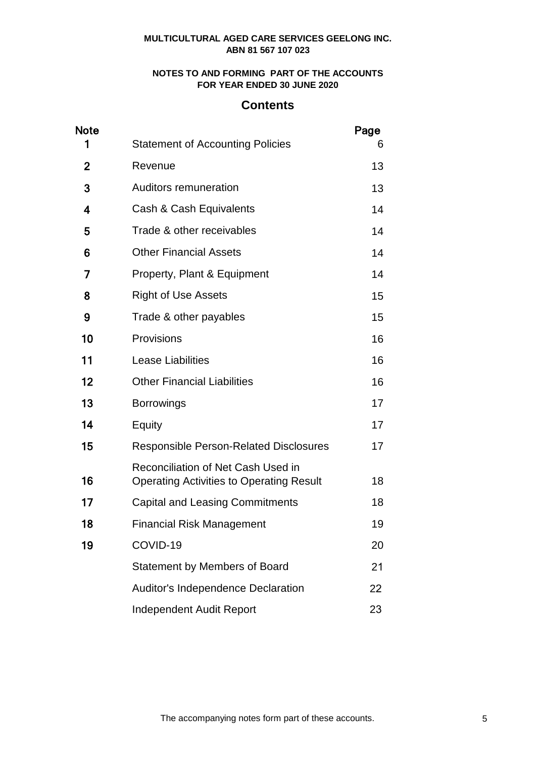**MULTICULTURAL AGED CARE SERVICES GEELONG INC.**
**ABN 81 567 107 023**

**NOTES TO AND FORMING PART OF THE ACCOUNTS**
**FOR YEAR ENDED 30 JUNE 2020**

## Contents

| Note | | Page |
|---|---|---|
| 1 | Statement of Accounting Policies | 6 |
| 2 | Revenue | 13 |
| 3 | Auditors remuneration | 13 |
| 4 | Cash & Cash Equivalents | 14 |
| 5 | Trade & other receivables | 14 |
| 6 | Other Financial Assets | 14 |
| 7 | Property, Plant & Equipment | 14 |
| 8 | Right of Use Assets | 15 |
| 9 | Trade & other payables | 15 |
| 10 | Provisions | 16 |
| 11 | Lease Liabilities | 16 |
| 12 | Other Financial Liabilities | 16 |
| 13 | Borrowings | 17 |
| 14 | Equity | 17 |
| 15 | Responsible Person-Related Disclosures | 17 |
| 16 | Reconciliation of Net Cash Used in Operating Activities to Operating Result | 18 |
| 17 | Capital and Leasing Commitments | 18 |
| 18 | Financial Risk Management | 19 |
| 19 | COVID-19 | 20 |
| | Statement by Members of Board | 21 |
| | Auditor's Independence Declaration | 22 |
| | Independent Audit Report | 23 |

The accompanying notes form part of these accounts.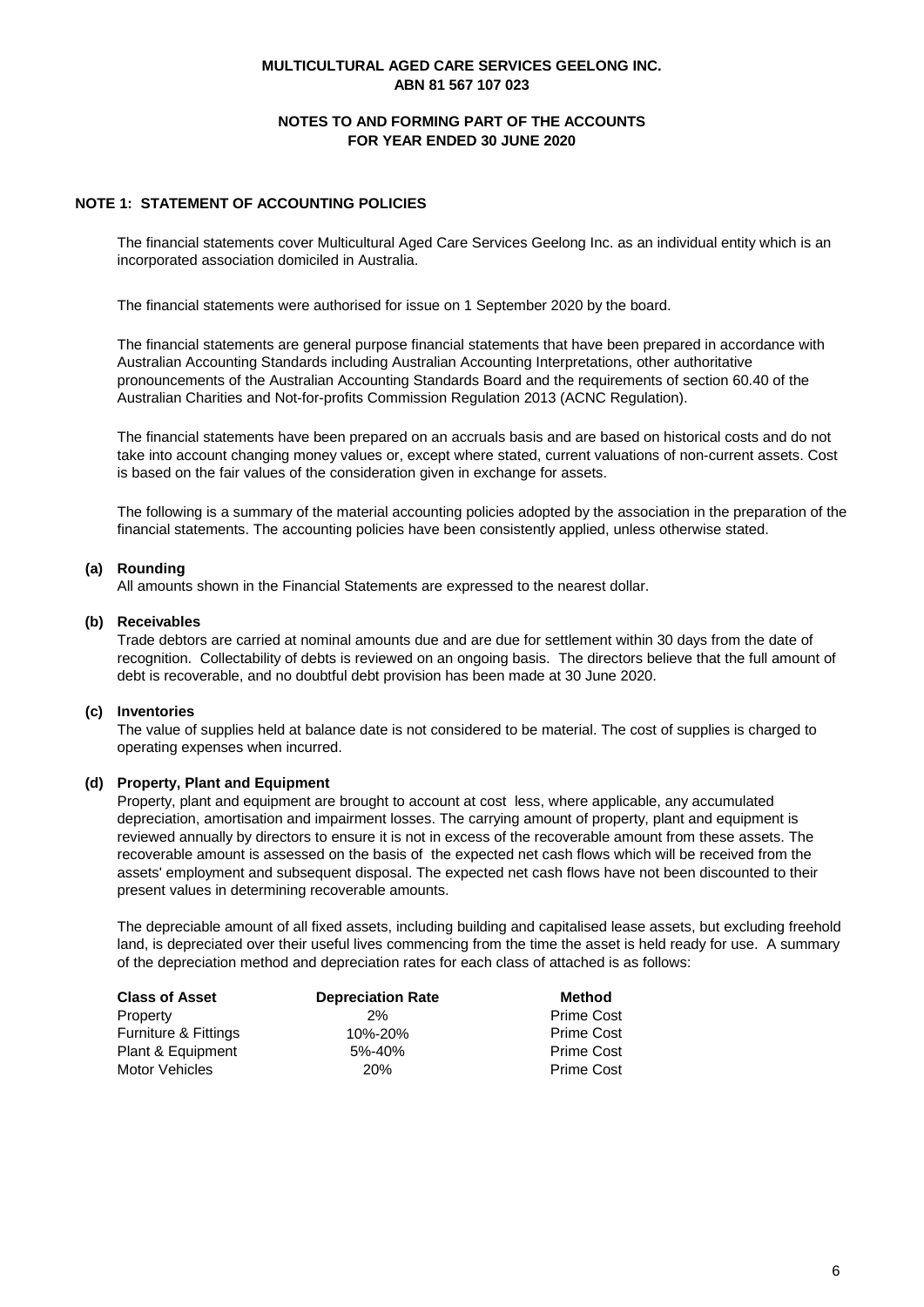**MULTICULTURAL AGED CARE SERVICES GEELONG INC.**
**ABN 81 567 107 023**

**NOTES TO AND FORMING PART OF THE ACCOUNTS**
**FOR YEAR ENDED 30 JUNE 2020**

## NOTE 1: STATEMENT OF ACCOUNTING POLICIES

The financial statements cover Multicultural Aged Care Services Geelong Inc. as an individual entity which is an incorporated association domiciled in Australia.

The financial statements were authorised for issue on 1 September 2020 by the board.

The financial statements are general purpose financial statements that have been prepared in accordance with Australian Accounting Standards including Australian Accounting Interpretations, other authoritative pronouncements of the Australian Accounting Standards Board and the requirements of section 60.40 of the Australian Charities and Not-for-profits Commission Regulation 2013 (ACNC Regulation).

The financial statements have been prepared on an accruals basis and are based on historical costs and do not take into account changing money values or, except where stated, current valuations of non-current assets. Cost is based on the fair values of the consideration given in exchange for assets.

The following is a summary of the material accounting policies adopted by the association in the preparation of the financial statements. The accounting policies have been consistently applied, unless otherwise stated.

### (a) Rounding

All amounts shown in the Financial Statements are expressed to the nearest dollar.

### (b) Receivables

Trade debtors are carried at nominal amounts due and are due for settlement within 30 days from the date of recognition. Collectability of debts is reviewed on an ongoing basis. The directors believe that the full amount of debt is recoverable, and no doubtful debt provision has been made at 30 June 2020.

### (c) Inventories

The value of supplies held at balance date is not considered to be material. The cost of supplies is charged to operating expenses when incurred.

### (d) Property, Plant and Equipment

Property, plant and equipment are brought to account at cost less, where applicable, any accumulated depreciation, amortisation and impairment losses. The carrying amount of property, plant and equipment is reviewed annually by directors to ensure it is not in excess of the recoverable amount from these assets. The recoverable amount is assessed on the basis of the expected net cash flows which will be received from the assets' employment and subsequent disposal. The expected net cash flows have not been discounted to their present values in determining recoverable amounts.

The depreciable amount of all fixed assets, including building and capitalised lease assets, but excluding freehold land, is depreciated over their useful lives commencing from the time the asset is held ready for use. A summary of the depreciation method and depreciation rates for each class of attached is as follows:

| Class of Asset | Depreciation Rate | Method |
|---|---|---|
| Property | 2% | Prime Cost |
| Furniture & Fittings | 10%-20% | Prime Cost |
| Plant & Equipment | 5%-40% | Prime Cost |
| Motor Vehicles | 20% | Prime Cost |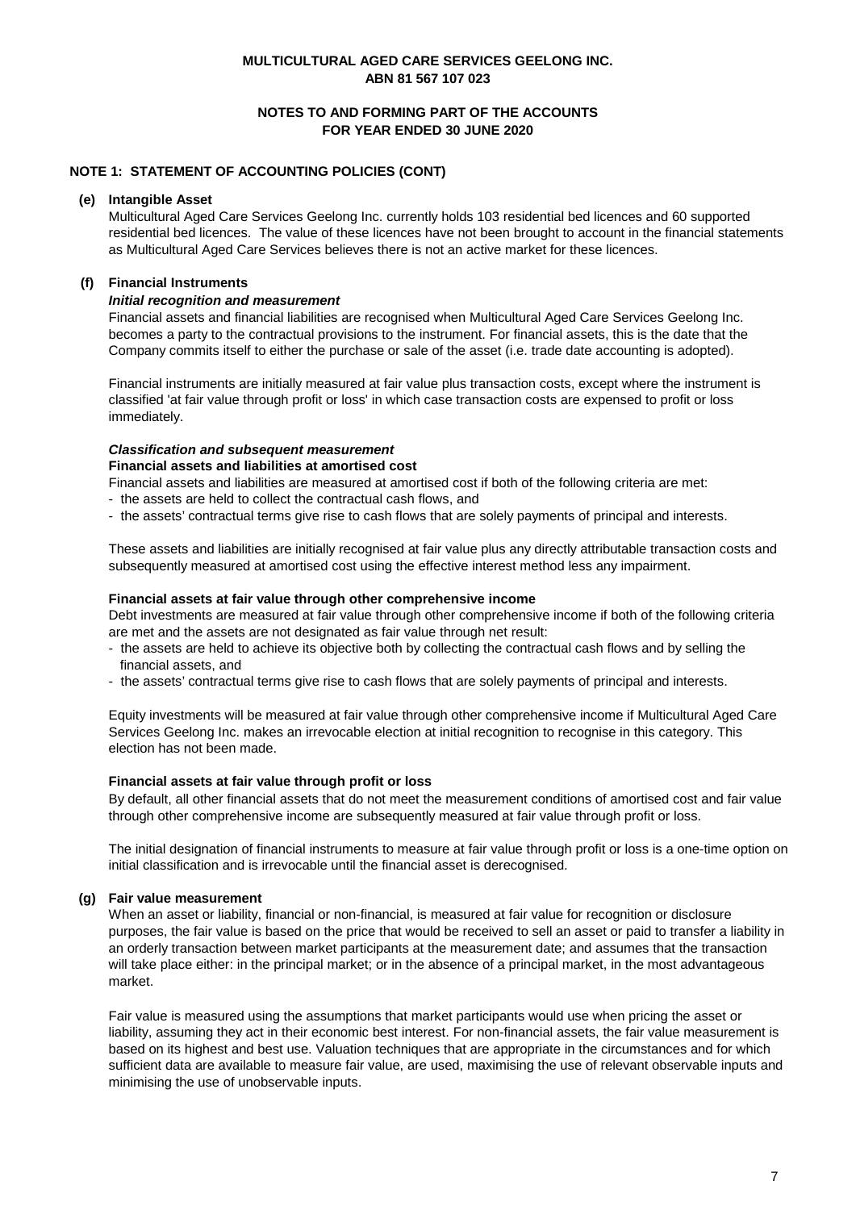**MULTICULTURAL AGED CARE SERVICES GEELONG INC.**
**ABN 81 567 107 023**

**NOTES TO AND FORMING PART OF THE ACCOUNTS**
**FOR YEAR ENDED 30 JUNE 2020**

## NOTE 1: STATEMENT OF ACCOUNTING POLICIES (CONT)

### (e) Intangible Asset

Multicultural Aged Care Services Geelong Inc. currently holds 103 residential bed licences and 60 supported residential bed licences. The value of these licences have not been brought to account in the financial statements as Multicultural Aged Care Services believes there is not an active market for these licences.

### (f) Financial Instruments

***Initial recognition and measurement***

Financial assets and financial liabilities are recognised when Multicultural Aged Care Services Geelong Inc. becomes a party to the contractual provisions to the instrument. For financial assets, this is the date that the Company commits itself to either the purchase or sale of the asset (i.e. trade date accounting is adopted).

Financial instruments are initially measured at fair value plus transaction costs, except where the instrument is classified 'at fair value through profit or loss' in which case transaction costs are expensed to profit or loss immediately.

***Classification and subsequent measurement***

**Financial assets and liabilities at amortised cost**

Financial assets and liabilities are measured at amortised cost if both of the following criteria are met:
- the assets are held to collect the contractual cash flows, and
- the assets' contractual terms give rise to cash flows that are solely payments of principal and interests.

These assets and liabilities are initially recognised at fair value plus any directly attributable transaction costs and subsequently measured at amortised cost using the effective interest method less any impairment.

**Financial assets at fair value through other comprehensive income**

Debt investments are measured at fair value through other comprehensive income if both of the following criteria are met and the assets are not designated as fair value through net result:
- the assets are held to achieve its objective both by collecting the contractual cash flows and by selling the financial assets, and
- the assets' contractual terms give rise to cash flows that are solely payments of principal and interests.

Equity investments will be measured at fair value through other comprehensive income if Multicultural Aged Care Services Geelong Inc. makes an irrevocable election at initial recognition to recognise in this category. This election has not been made.

**Financial assets at fair value through profit or loss**

By default, all other financial assets that do not meet the measurement conditions of amortised cost and fair value through other comprehensive income are subsequently measured at fair value through profit or loss.

The initial designation of financial instruments to measure at fair value through profit or loss is a one-time option on initial classification and is irrevocable until the financial asset is derecognised.

### (g) Fair value measurement

When an asset or liability, financial or non-financial, is measured at fair value for recognition or disclosure purposes, the fair value is based on the price that would be received to sell an asset or paid to transfer a liability in an orderly transaction between market participants at the measurement date; and assumes that the transaction will take place either: in the principal market; or in the absence of a principal market, in the most advantageous market.

Fair value is measured using the assumptions that market participants would use when pricing the asset or liability, assuming they act in their economic best interest. For non-financial assets, the fair value measurement is based on its highest and best use. Valuation techniques that are appropriate in the circumstances and for which sufficient data are available to measure fair value, are used, maximising the use of relevant observable inputs and minimising the use of unobservable inputs.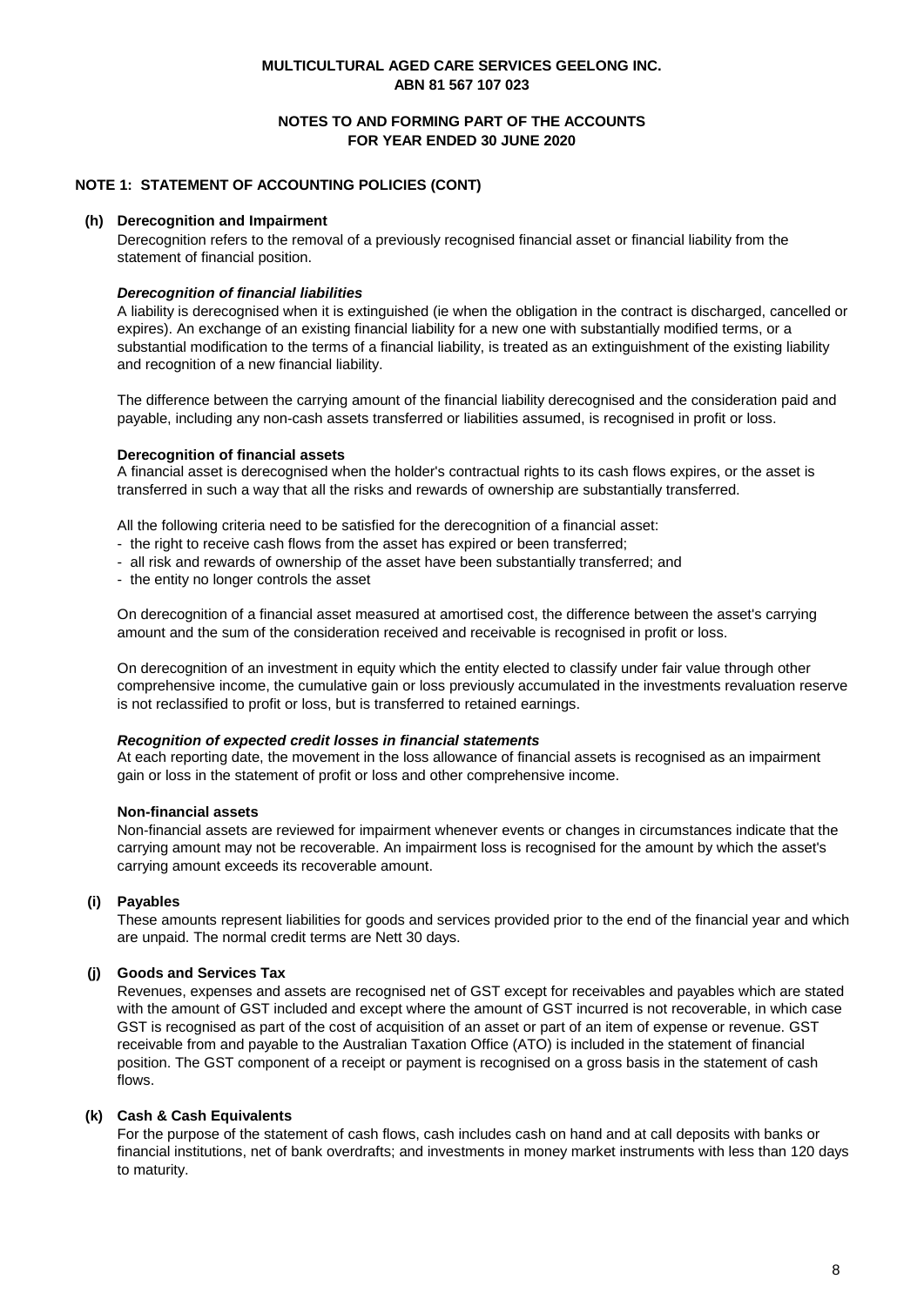**MULTICULTURAL AGED CARE SERVICES GEELONG INC.**
**ABN 81 567 107 023**

**NOTES TO AND FORMING PART OF THE ACCOUNTS**
**FOR YEAR ENDED 30 JUNE 2020**

## NOTE 1: STATEMENT OF ACCOUNTING POLICIES (CONT)

### (h) Derecognition and Impairment

Derecognition refers to the removal of a previously recognised financial asset or financial liability from the statement of financial position.

***Derecognition of financial liabilities***

A liability is derecognised when it is extinguished (ie when the obligation in the contract is discharged, cancelled or expires). An exchange of an existing financial liability for a new one with substantially modified terms, or a substantial modification to the terms of a financial liability, is treated as an extinguishment of the existing liability and recognition of a new financial liability.

The difference between the carrying amount of the financial liability derecognised and the consideration paid and payable, including any non-cash assets transferred or liabilities assumed, is recognised in profit or loss.

**Derecognition of financial assets**

A financial asset is derecognised when the holder's contractual rights to its cash flows expires, or the asset is transferred in such a way that all the risks and rewards of ownership are substantially transferred.

All the following criteria need to be satisfied for the derecognition of a financial asset:

- the right to receive cash flows from the asset has expired or been transferred;
- all risk and rewards of ownership of the asset have been substantially transferred; and
- the entity no longer controls the asset

On derecognition of a financial asset measured at amortised cost, the difference between the asset's carrying amount and the sum of the consideration received and receivable is recognised in profit or loss.

On derecognition of an investment in equity which the entity elected to classify under fair value through other comprehensive income, the cumulative gain or loss previously accumulated in the investments revaluation reserve is not reclassified to profit or loss, but is transferred to retained earnings.

***Recognition of expected credit losses in financial statements***

At each reporting date, the movement in the loss allowance of financial assets is recognised as an impairment gain or loss in the statement of profit or loss and other comprehensive income.

**Non-financial assets**

Non-financial assets are reviewed for impairment whenever events or changes in circumstances indicate that the carrying amount may not be recoverable. An impairment loss is recognised for the amount by which the asset's carrying amount exceeds its recoverable amount.

### (i) Payables

These amounts represent liabilities for goods and services provided prior to the end of the financial year and which are unpaid. The normal credit terms are Nett 30 days.

### (j) Goods and Services Tax

Revenues, expenses and assets are recognised net of GST except for receivables and payables which are stated with the amount of GST included and except where the amount of GST incurred is not recoverable, in which case GST is recognised as part of the cost of acquisition of an asset or part of an item of expense or revenue. GST receivable from and payable to the Australian Taxation Office (ATO) is included in the statement of financial position. The GST component of a receipt or payment is recognised on a gross basis in the statement of cash flows.

### (k) Cash & Cash Equivalents

For the purpose of the statement of cash flows, cash includes cash on hand and at call deposits with banks or financial institutions, net of bank overdrafts; and investments in money market instruments with less than 120 days to maturity.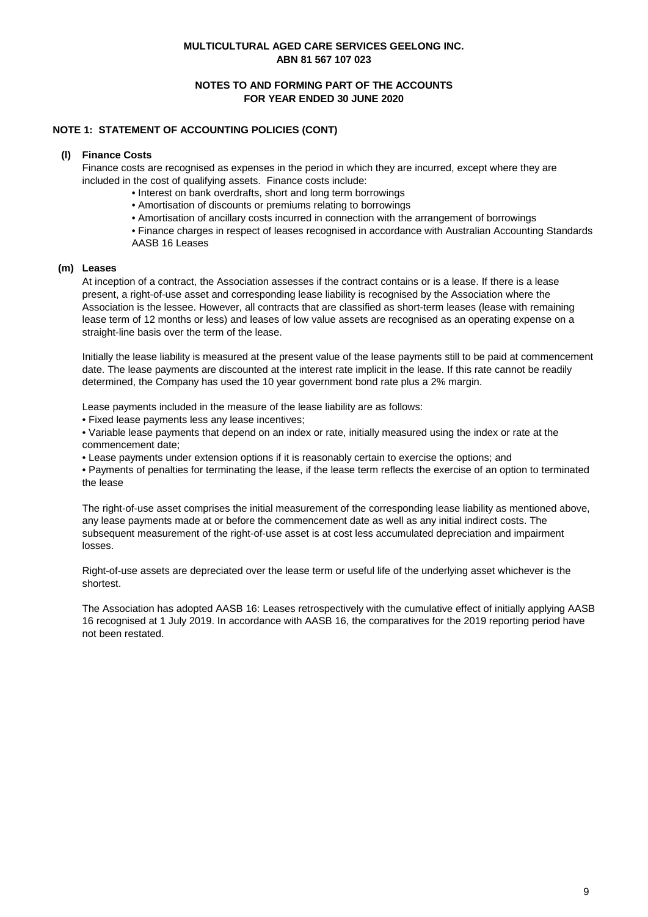**MULTICULTURAL AGED CARE SERVICES GEELONG INC.**
**ABN 81 567 107 023**

**NOTES TO AND FORMING PART OF THE ACCOUNTS**
**FOR YEAR ENDED 30 JUNE 2020**

**NOTE 1: STATEMENT OF ACCOUNTING POLICIES (CONT)**

**(l) Finance Costs**

Finance costs are recognised as expenses in the period in which they are incurred, except where they are included in the cost of qualifying assets. Finance costs include:

- Interest on bank overdrafts, short and long term borrowings
- Amortisation of discounts or premiums relating to borrowings
- Amortisation of ancillary costs incurred in connection with the arrangement of borrowings
- Finance charges in respect of leases recognised in accordance with Australian Accounting Standards AASB 16 Leases

**(m) Leases**

At inception of a contract, the Association assesses if the contract contains or is a lease. If there is a lease present, a right-of-use asset and corresponding lease liability is recognised by the Association where the Association is the lessee. However, all contracts that are classified as short-term leases (lease with remaining lease term of 12 months or less) and leases of low value assets are recognised as an operating expense on a straight-line basis over the term of the lease.

Initially the lease liability is measured at the present value of the lease payments still to be paid at commencement date. The lease payments are discounted at the interest rate implicit in the lease. If this rate cannot be readily determined, the Company has used the 10 year government bond rate plus a 2% margin.

Lease payments included in the measure of the lease liability are as follows:

- Fixed lease payments less any lease incentives;
- Variable lease payments that depend on an index or rate, initially measured using the index or rate at the commencement date;
- Lease payments under extension options if it is reasonably certain to exercise the options; and
- Payments of penalties for terminating the lease, if the lease term reflects the exercise of an option to terminated the lease

The right-of-use asset comprises the initial measurement of the corresponding lease liability as mentioned above, any lease payments made at or before the commencement date as well as any initial indirect costs. The subsequent measurement of the right-of-use asset is at cost less accumulated depreciation and impairment losses.

Right-of-use assets are depreciated over the lease term or useful life of the underlying asset whichever is the shortest.

The Association has adopted AASB 16: Leases retrospectively with the cumulative effect of initially applying AASB 16 recognised at 1 July 2019. In accordance with AASB 16, the comparatives for the 2019 reporting period have not been restated.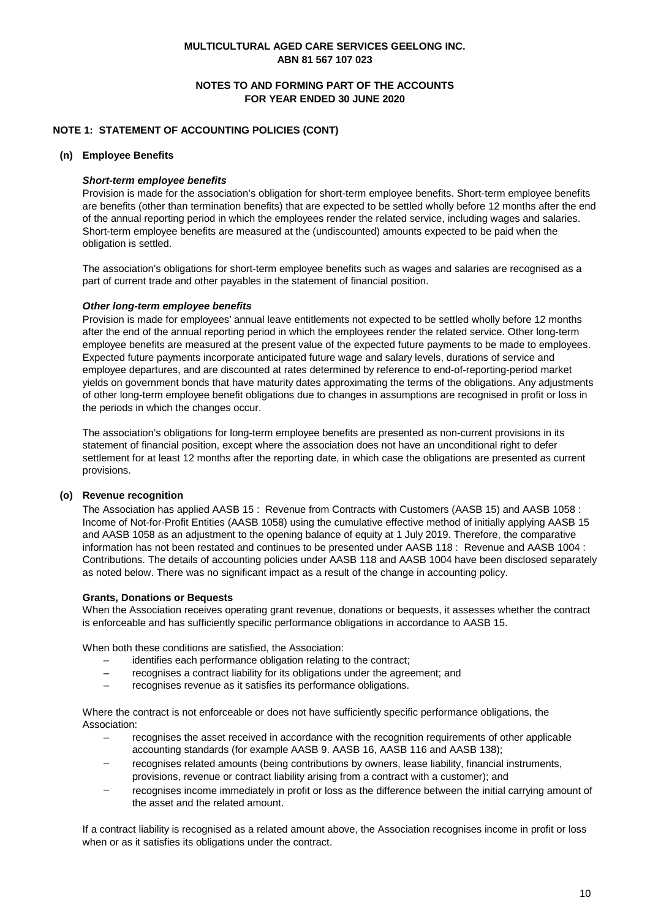**MULTICULTURAL AGED CARE SERVICES GEELONG INC.**
**ABN 81 567 107 023**

**NOTES TO AND FORMING PART OF THE ACCOUNTS**
**FOR YEAR ENDED 30 JUNE 2020**

## NOTE 1: STATEMENT OF ACCOUNTING POLICIES (CONT)

### (n) Employee Benefits

***Short-term employee benefits***

Provision is made for the association's obligation for short-term employee benefits. Short-term employee benefits are benefits (other than termination benefits) that are expected to be settled wholly before 12 months after the end of the annual reporting period in which the employees render the related service, including wages and salaries. Short-term employee benefits are measured at the (undiscounted) amounts expected to be paid when the obligation is settled.

The association's obligations for short-term employee benefits such as wages and salaries are recognised as a part of current trade and other payables in the statement of financial position.

***Other long-term employee benefits***

Provision is made for employees' annual leave entitlements not expected to be settled wholly before 12 months after the end of the annual reporting period in which the employees render the related service. Other long-term employee benefits are measured at the present value of the expected future payments to be made to employees. Expected future payments incorporate anticipated future wage and salary levels, durations of service and employee departures, and are discounted at rates determined by reference to end-of-reporting-period market yields on government bonds that have maturity dates approximating the terms of the obligations. Any adjustments of other long-term employee benefit obligations due to changes in assumptions are recognised in profit or loss in the periods in which the changes occur.

The association's obligations for long-term employee benefits are presented as non-current provisions in its statement of financial position, except where the association does not have an unconditional right to defer settlement for at least 12 months after the reporting date, in which case the obligations are presented as current provisions.

### (o) Revenue recognition

The Association has applied AASB 15 : Revenue from Contracts with Customers (AASB 15) and AASB 1058 : Income of Not-for-Profit Entities (AASB 1058) using the cumulative effective method of initially applying AASB 15 and AASB 1058 as an adjustment to the opening balance of equity at 1 July 2019. Therefore, the comparative information has not been restated and continues to be presented under AASB 118 : Revenue and AASB 1004 : Contributions. The details of accounting policies under AASB 118 and AASB 1004 have been disclosed separately as noted below. There was no significant impact as a result of the change in accounting policy.

**Grants, Donations or Bequests**

When the Association receives operating grant revenue, donations or bequests, it assesses whether the contract is enforceable and has sufficiently specific performance obligations in accordance to AASB 15.

When both these conditions are satisfied, the Association:

- identifies each performance obligation relating to the contract;
- recognises a contract liability for its obligations under the agreement; and
- recognises revenue as it satisfies its performance obligations.

Where the contract is not enforceable or does not have sufficiently specific performance obligations, the Association:

- recognises the asset received in accordance with the recognition requirements of other applicable accounting standards (for example AASB 9. AASB 16, AASB 116 and AASB 138);
- recognises related amounts (being contributions by owners, lease liability, financial instruments, provisions, revenue or contract liability arising from a contract with a customer); and
- recognises income immediately in profit or loss as the difference between the initial carrying amount of the asset and the related amount.

If a contract liability is recognised as a related amount above, the Association recognises income in profit or loss when or as it satisfies its obligations under the contract.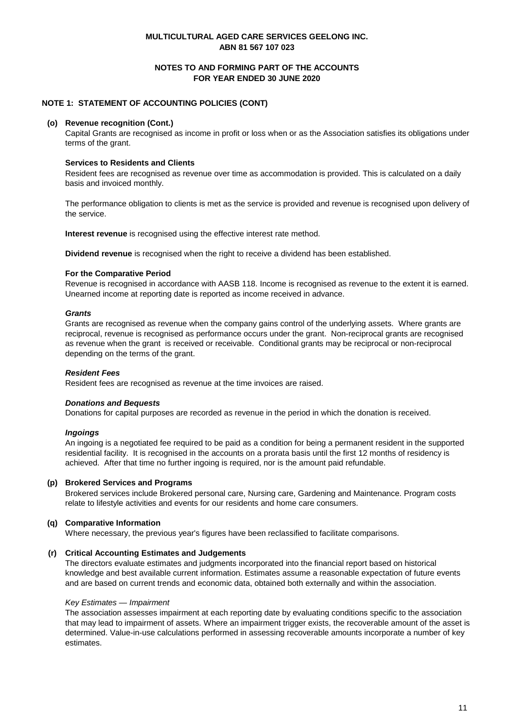**MULTICULTURAL AGED CARE SERVICES GEELONG INC.**
**ABN 81 567 107 023**

**NOTES TO AND FORMING PART OF THE ACCOUNTS**
**FOR YEAR ENDED 30 JUNE 2020**

**NOTE 1: STATEMENT OF ACCOUNTING POLICIES (CONT)**

**(o) Revenue recognition (Cont.)**

Capital Grants are recognised as income in profit or loss when or as the Association satisfies its obligations under terms of the grant.

**Services to Residents and Clients**

Resident fees are recognised as revenue over time as accommodation is provided. This is calculated on a daily basis and invoiced monthly.

The performance obligation to clients is met as the service is provided and revenue is recognised upon delivery of the service.

**Interest revenue** is recognised using the effective interest rate method.

**Dividend revenue** is recognised when the right to receive a dividend has been established.

**For the Comparative Period**

Revenue is recognised in accordance with AASB 118. Income is recognised as revenue to the extent it is earned. Unearned income at reporting date is reported as income received in advance.

***Grants***

Grants are recognised as revenue when the company gains control of the underlying assets. Where grants are reciprocal, revenue is recognised as performance occurs under the grant. Non-reciprocal grants are recognised as revenue when the grant is received or receivable. Conditional grants may be reciprocal or non-reciprocal depending on the terms of the grant.

***Resident Fees***

Resident fees are recognised as revenue at the time invoices are raised.

***Donations and Bequests***

Donations for capital purposes are recorded as revenue in the period in which the donation is received.

***Ingoings***

An ingoing is a negotiated fee required to be paid as a condition for being a permanent resident in the supported residential facility. It is recognised in the accounts on a prorata basis until the first 12 months of residency is achieved. After that time no further ingoing is required, nor is the amount paid refundable.

**(p) Brokered Services and Programs**

Brokered services include Brokered personal care, Nursing care, Gardening and Maintenance. Program costs relate to lifestyle activities and events for our residents and home care consumers.

**(q) Comparative Information**

Where necessary, the previous year's figures have been reclassified to facilitate comparisons.

**(r) Critical Accounting Estimates and Judgements**

The directors evaluate estimates and judgments incorporated into the financial report based on historical knowledge and best available current information. Estimates assume a reasonable expectation of future events and are based on current trends and economic data, obtained both externally and within the association.

*Key Estimates — Impairment*

The association assesses impairment at each reporting date by evaluating conditions specific to the association that may lead to impairment of assets. Where an impairment trigger exists, the recoverable amount of the asset is determined. Value-in-use calculations performed in assessing recoverable amounts incorporate a number of key estimates.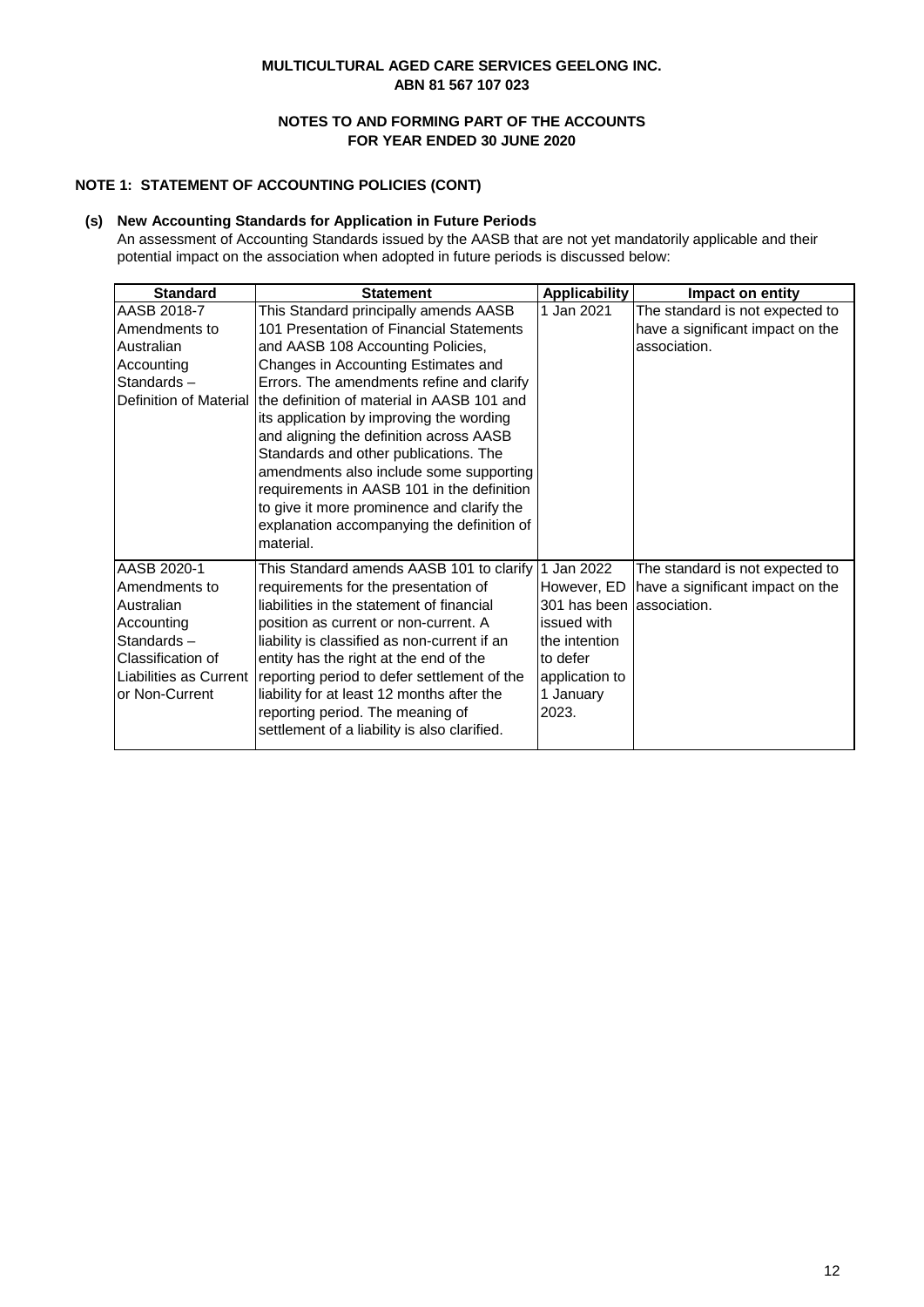**MULTICULTURAL AGED CARE SERVICES GEELONG INC.**
**ABN 81 567 107 023**

**NOTES TO AND FORMING PART OF THE ACCOUNTS**
**FOR YEAR ENDED 30 JUNE 2020**

**NOTE 1: STATEMENT OF ACCOUNTING POLICIES (CONT)**

**(s) New Accounting Standards for Application in Future Periods**

An assessment of Accounting Standards issued by the AASB that are not yet mandatorily applicable and their potential impact on the association when adopted in future periods is discussed below:

| Standard | Statement | Applicability | Impact on entity |
|---|---|---|---|
| AASB 2018-7 Amendments to Australian Accounting Standards – Definition of Material | This Standard principally amends AASB 101 Presentation of Financial Statements and AASB 108 Accounting Policies, Changes in Accounting Estimates and Errors. The amendments refine and clarify the definition of material in AASB 101 and its application by improving the wording and aligning the definition across AASB Standards and other publications. The amendments also include some supporting requirements in AASB 101 in the definition to give it more prominence and clarify the explanation accompanying the definition of material. | 1 Jan 2021 | The standard is not expected to have a significant impact on the association. |
| AASB 2020-1 Amendments to Australian Accounting Standards – Classification of Liabilities as Current or Non-Current | This Standard amends AASB 101 to clarify requirements for the presentation of liabilities in the statement of financial position as current or non-current. A liability is classified as non-current if an entity has the right at the end of the reporting period to defer settlement of the liability for at least 12 months after the reporting period. The meaning of settlement of a liability is also clarified. | 1 Jan 2022 However, ED 301 has been issued with the intention to defer application to 1 January 2023. | The standard is not expected to have a significant impact on the association. |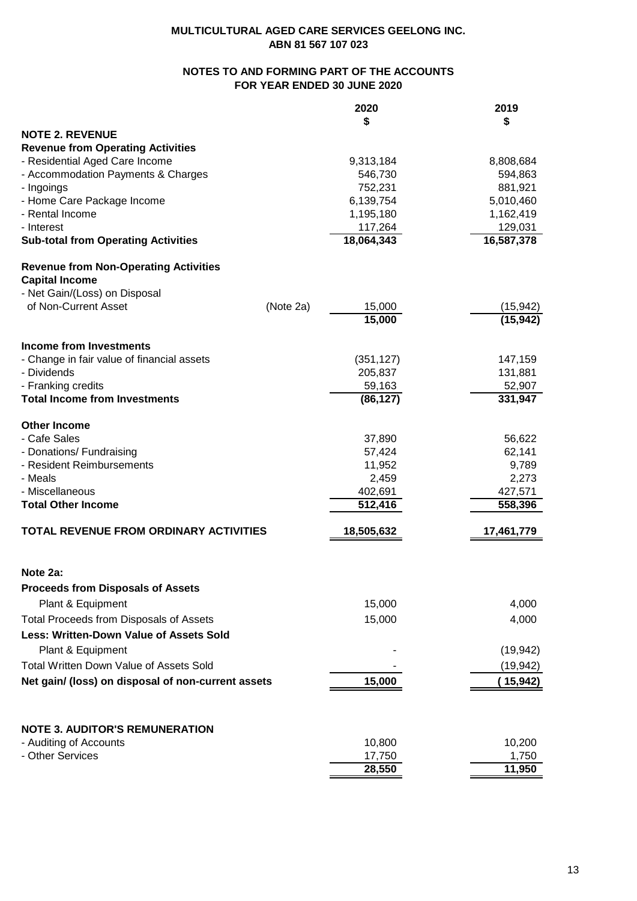**MULTICULTURAL AGED CARE SERVICES GEELONG INC.**
**ABN 81 567 107 023**

**NOTES TO AND FORMING PART OF THE ACCOUNTS**
**FOR YEAR ENDED 30 JUNE 2020**

| | | 2020 | 2019 |
|---|---|---|---|
| | | $ | $ |
| **NOTE 2. REVENUE** | | | |
| **Revenue from Operating Activities** | | | |
| - Residential Aged Care Income | | 9,313,184 | 8,808,684 |
| - Accommodation Payments & Charges | | 546,730 | 594,863 |
| - Ingoings | | 752,231 | 881,921 |
| - Home Care Package Income | | 6,139,754 | 5,010,460 |
| - Rental Income | | 1,195,180 | 1,162,419 |
| - Interest | | 117,264 | 129,031 |
| **Sub-total from Operating Activities** | | **18,064,343** | **16,587,378** |
| | | | |
| **Revenue from Non-Operating Activities** | | | |
| **Capital Income** | | | |
| - Net Gain/(Loss) on Disposal of Non-Current Asset | (Note 2a) | 15,000 | (15,942) |
| | | **15,000** | **(15,942)** |
| | | | |
| **Income from Investments** | | | |
| - Change in fair value of financial assets | | (351,127) | 147,159 |
| - Dividends | | 205,837 | 131,881 |
| - Franking credits | | 59,163 | 52,907 |
| **Total Income from Investments** | | **(86,127)** | **331,947** |
| | | | |
| **Other Income** | | | |
| - Cafe Sales | | 37,890 | 56,622 |
| - Donations/ Fundraising | | 57,424 | 62,141 |
| - Resident Reimbursements | | 11,952 | 9,789 |
| - Meals | | 2,459 | 2,273 |
| - Miscellaneous | | 402,691 | 427,571 |
| **Total Other Income** | | **512,416** | **558,396** |
| | | | |
| **TOTAL REVENUE FROM ORDINARY ACTIVITIES** | | **18,505,632** | **17,461,779** |

**Note 2a:**

| | 2020 | 2019 |
|---|---|---|
| **Proceeds from Disposals of Assets** | | |
| Plant & Equipment | 15,000 | 4,000 |
| Total Proceeds from Disposals of Assets | 15,000 | 4,000 |
| **Less: Written-Down Value of Assets Sold** | | |
| Plant & Equipment | - | (19,942) |
| Total Written Down Value of Assets Sold | - | (19,942) |
| **Net gain/ (loss) on disposal of non-current assets** | **15,000** | **( 15,942)** |

**NOTE 3. AUDITOR'S REMUNERATION**

| | 2020 | 2019 |
|---|---|---|
| - Auditing of Accounts | 10,800 | 10,200 |
| - Other Services | 17,750 | 1,750 |
| | **28,550** | **11,950** |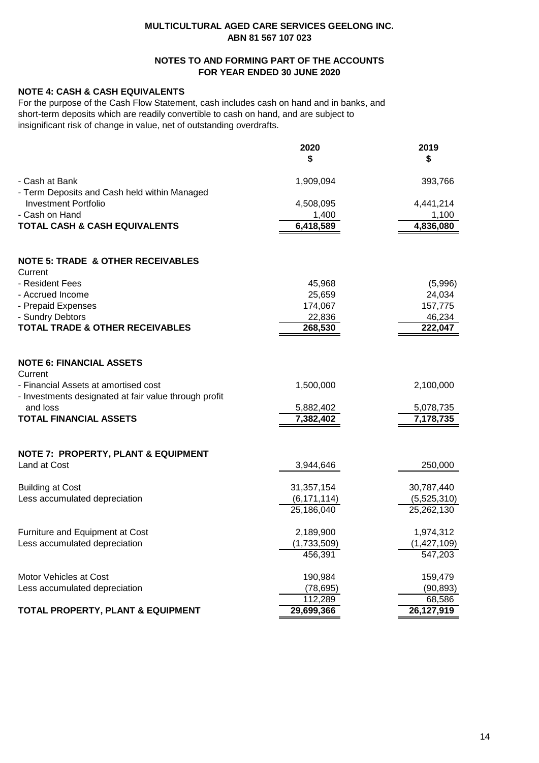**MULTICULTURAL AGED CARE SERVICES GEELONG INC.**
**ABN 81 567 107 023**

**NOTES TO AND FORMING PART OF THE ACCOUNTS**
**FOR YEAR ENDED 30 JUNE 2020**

## NOTE 4: CASH & CASH EQUIVALENTS

For the purpose of the Cash Flow Statement, cash includes cash on hand and in banks, and short-term deposits which are readily convertible to cash on hand, and are subject to insignificant risk of change in value, net of outstanding overdrafts.

| | 2020 $ | 2019 $ |
|---|---|---|
| - Cash at Bank | 1,909,094 | 393,766 |
| - Term Deposits and Cash held within Managed Investment Portfolio | 4,508,095 | 4,441,214 |
| - Cash on Hand | 1,400 | 1,100 |
| **TOTAL CASH & CASH EQUIVALENTS** | **6,418,589** | **4,836,080** |

## NOTE 5: TRADE & OTHER RECEIVABLES

| | 2020 $ | 2019 $ |
|---|---|---|
| Current | | |
| - Resident Fees | 45,968 | (5,996) |
| - Accrued Income | 25,659 | 24,034 |
| - Prepaid Expenses | 174,067 | 157,775 |
| - Sundry Debtors | 22,836 | 46,234 |
| **TOTAL TRADE & OTHER RECEIVABLES** | **268,530** | **222,047** |

## NOTE 6: FINANCIAL ASSETS

| | 2020 $ | 2019 $ |
|---|---|---|
| Current | | |
| - Financial Assets at amortised cost | 1,500,000 | 2,100,000 |
| - Investments designated at fair value through profit and loss | 5,882,402 | 5,078,735 |
| **TOTAL FINANCIAL ASSETS** | **7,382,402** | **7,178,735** |

## NOTE 7: PROPERTY, PLANT & EQUIPMENT

| | 2020 $ | 2019 $ |
|---|---|---|
| Land at Cost | 3,944,646 | 250,000 |
| | | |
| Building at Cost | 31,357,154 | 30,787,440 |
| Less accumulated depreciation | (6,171,114) | (5,525,310) |
| | 25,186,040 | 25,262,130 |
| | | |
| Furniture and Equipment at Cost | 2,189,900 | 1,974,312 |
| Less accumulated depreciation | (1,733,509) | (1,427,109) |
| | 456,391 | 547,203 |
| | | |
| Motor Vehicles at Cost | 190,984 | 159,479 |
| Less accumulated depreciation | (78,695) | (90,893) |
| | 112,289 | 68,586 |
| **TOTAL PROPERTY, PLANT & EQUIPMENT** | **29,699,366** | **26,127,919** |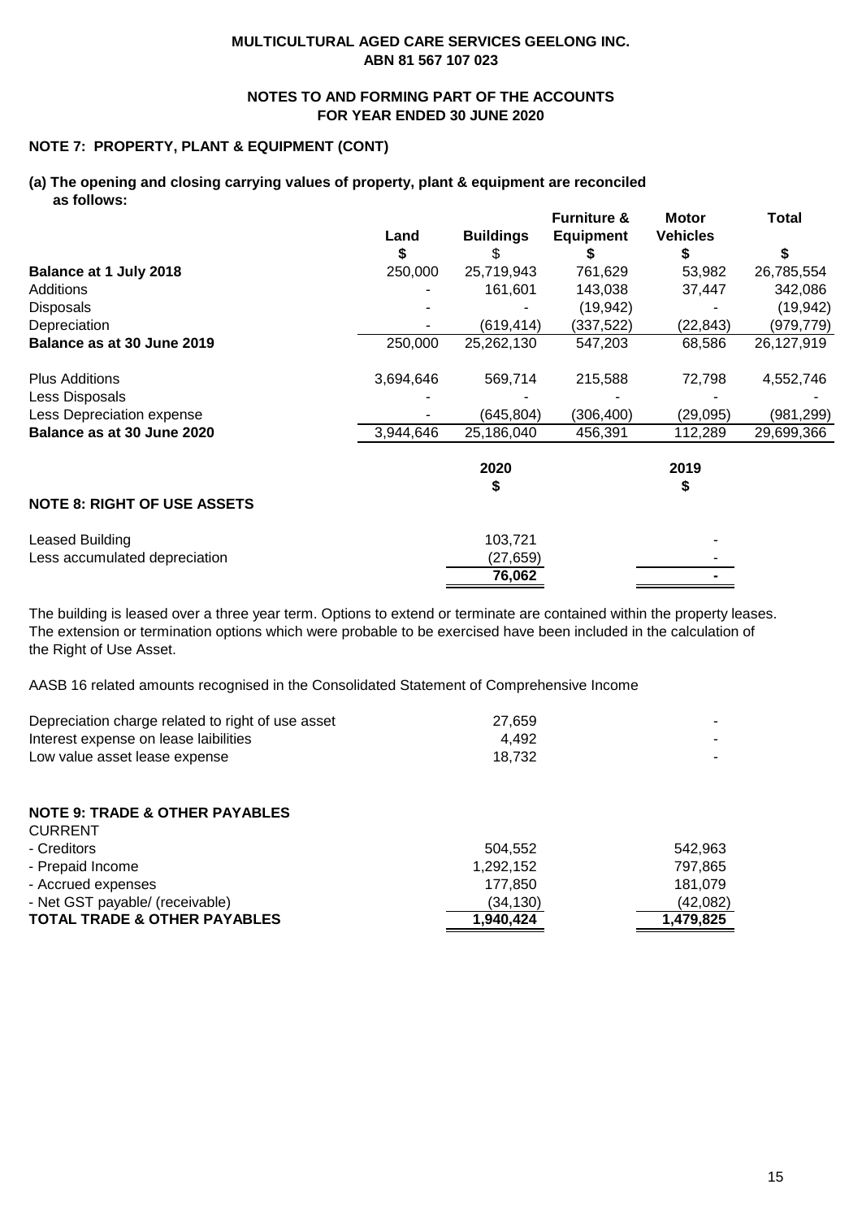**MULTICULTURAL AGED CARE SERVICES GEELONG INC.**
**ABN 81 567 107 023**

**NOTES TO AND FORMING PART OF THE ACCOUNTS**
**FOR YEAR ENDED 30 JUNE 2020**

## NOTE 7: PROPERTY, PLANT & EQUIPMENT (CONT)

### (a) The opening and closing carrying values of property, plant & equipment are reconciled as follows:

| | Land | Buildings | Furniture & Equipment | Motor Vehicles | Total |
|---|---|---|---|---|---|
| | $ | $ | $ | $ | $ |
| **Balance at 1 July 2018** | 250,000 | 25,719,943 | 761,629 | 53,982 | 26,785,554 |
| Additions | - | 161,601 | 143,038 | 37,447 | 342,086 |
| Disposals | - | - | (19,942) | - | (19,942) |
| Depreciation | - | (619,414) | (337,522) | (22,843) | (979,779) |
| **Balance as at 30 June 2019** | 250,000 | 25,262,130 | 547,203 | 68,586 | 26,127,919 |
| Plus Additions | 3,694,646 | 569,714 | 215,588 | 72,798 | 4,552,746 |
| Less Disposals | - | - | - | - | - |
| Less Depreciation expense | - | (645,804) | (306,400) | (29,095) | (981,299) |
| **Balance as at 30 June 2020** | 3,944,646 | 25,186,040 | 456,391 | 112,289 | 29,699,366 |

## NOTE 8: RIGHT OF USE ASSETS

| | 2020 | 2019 |
|---|---|---|
| | $ | $ |
| Leased Building | 103,721 | - |
| Less accumulated depreciation | (27,659) | - |
| | **76,062** | **-** |

The building is leased over a three year term. Options to extend or terminate are contained within the property leases. The extension or termination options which were probable to be exercised have been included in the calculation of the Right of Use Asset.

AASB 16 related amounts recognised in the Consolidated Statement of Comprehensive Income

| | 2020 | 2019 |
|---|---|---|
| Depreciation charge related to right of use asset | 27,659 | - |
| Interest expense on lease laibilities | 4,492 | - |
| Low value asset lease expense | 18,732 | - |

## NOTE 9: TRADE & OTHER PAYABLES

| | 2020 | 2019 |
|---|---|---|
| CURRENT | | |
| - Creditors | 504,552 | 542,963 |
| - Prepaid Income | 1,292,152 | 797,865 |
| - Accrued expenses | 177,850 | 181,079 |
| - Net GST payable/ (receivable) | (34,130) | (42,082) |
| **TOTAL TRADE & OTHER PAYABLES** | **1,940,424** | **1,479,825** |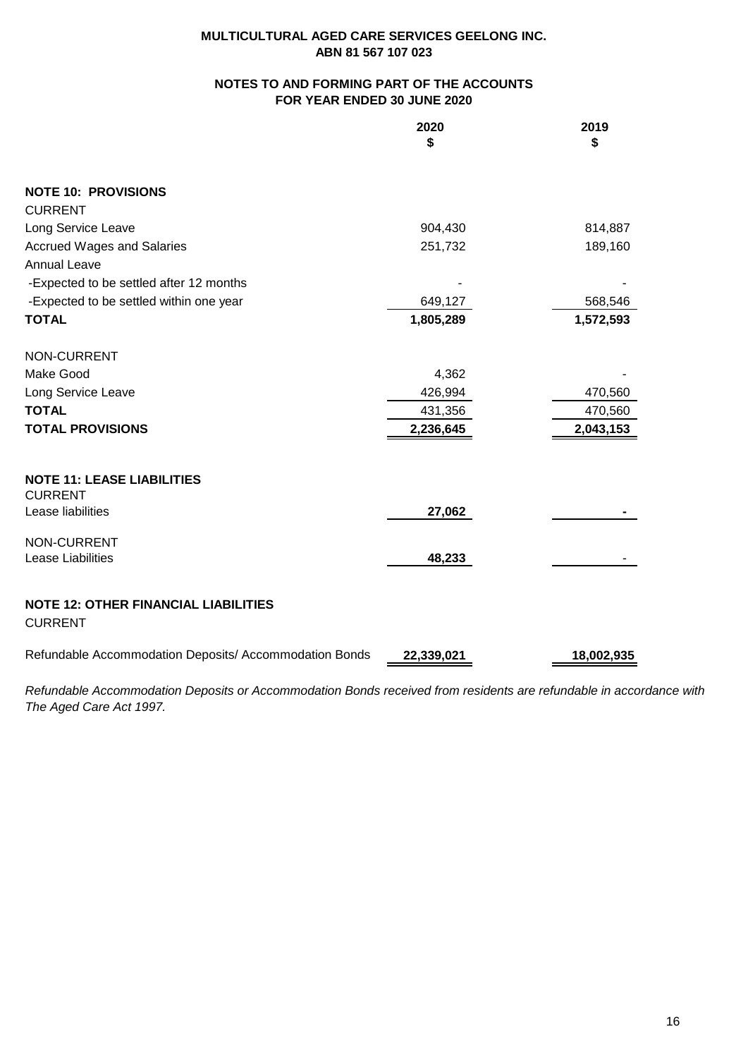**MULTICULTURAL AGED CARE SERVICES GEELONG INC.**
**ABN 81 567 107 023**

**NOTES TO AND FORMING PART OF THE ACCOUNTS**
**FOR YEAR ENDED 30 JUNE 2020**

| | 2020 $ | 2019 $ |
|---|---|---|
| **NOTE 10: PROVISIONS** | | |
| CURRENT | | |
| Long Service Leave | 904,430 | 814,887 |
| Accrued Wages and Salaries | 251,732 | 189,160 |
| Annual Leave | | |
| -Expected to be settled after 12 months | - | - |
| -Expected to be settled within one year | 649,127 | 568,546 |
| **TOTAL** | **1,805,289** | **1,572,593** |
| NON-CURRENT | | |
| Make Good | 4,362 | - |
| Long Service Leave | 426,994 | 470,560 |
| **TOTAL** | 431,356 | 470,560 |
| **TOTAL PROVISIONS** | **2,236,645** | **2,043,153** |
| **NOTE 11: LEASE LIABILITIES** | | |
| CURRENT | | |
| Lease liabilities | **27,062** | **-** |
| NON-CURRENT | | |
| Lease Liabilities | **48,233** | - |
| **NOTE 12: OTHER FINANCIAL LIABILITIES** | | |
| CURRENT | | |
| Refundable Accommodation Deposits/ Accommodation Bonds | **22,339,021** | **18,002,935** |

*Refundable Accommodation Deposits or Accommodation Bonds received from residents are refundable in accordance with The Aged Care Act 1997.*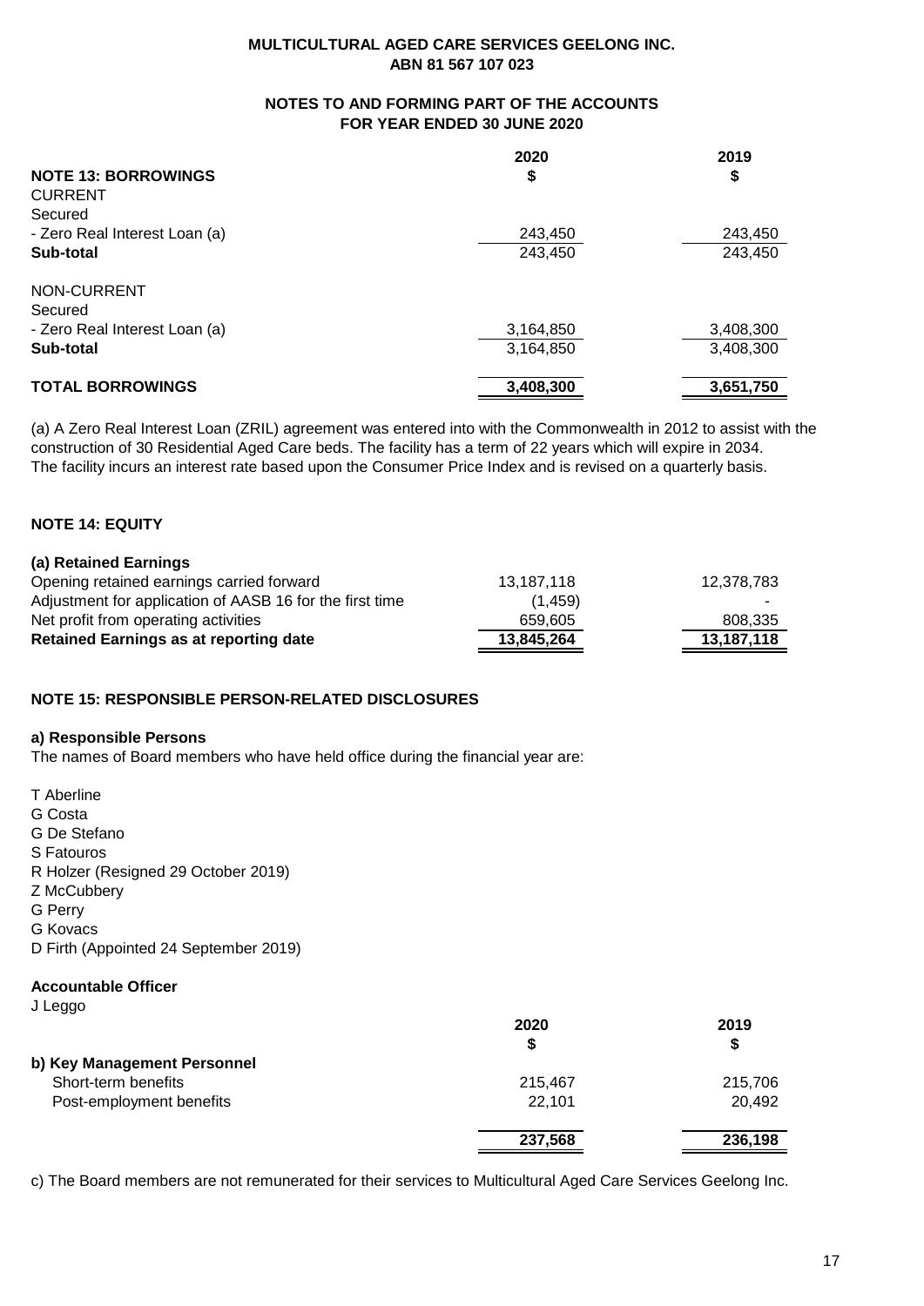**MULTICULTURAL AGED CARE SERVICES GEELONG INC.**
**ABN 81 567 107 023**

**NOTES TO AND FORMING PART OF THE ACCOUNTS**
**FOR YEAR ENDED 30 JUNE 2020**

| | 2020 | 2019 |
|---|---|---|
| **NOTE 13: BORROWINGS** | **$** | **$** |
| CURRENT | | |
| Secured | | |
| - Zero Real Interest Loan (a) | 243,450 | 243,450 |
| **Sub-total** | 243,450 | 243,450 |
| NON-CURRENT | | |
| Secured | | |
| - Zero Real Interest Loan (a) | 3,164,850 | 3,408,300 |
| **Sub-total** | 3,164,850 | 3,408,300 |
| **TOTAL BORROWINGS** | **3,408,300** | **3,651,750** |

(a) A Zero Real Interest Loan (ZRIL) agreement was entered into with the Commonwealth in 2012 to assist with the construction of 30 Residential Aged Care beds. The facility has a term of 22 years which will expire in 2034. The facility incurs an interest rate based upon the Consumer Price Index and is revised on a quarterly basis.

**NOTE 14: EQUITY**

| **(a) Retained Earnings** | | |
|---|---|---|
| Opening retained earnings carried forward | 13,187,118 | 12,378,783 |
| Adjustment for application of AASB 16 for the first time | (1,459) | - |
| Net profit from operating activities | 659,605 | 808,335 |
| **Retained Earnings as at reporting date** | **13,845,264** | **13,187,118** |

**NOTE 15: RESPONSIBLE PERSON-RELATED DISCLOSURES**

**a) Responsible Persons**

The names of Board members who have held office during the financial year are:

T Aberline
G Costa
G De Stefano
S Fatouros
R Holzer (Resigned 29 October 2019)
Z McCubbery
G Perry
G Kovacs
D Firth (Appointed 24 September 2019)

**Accountable Officer**

J Leggo

| | 2020 | 2019 |
|---|---|---|
| | **$** | **$** |
| **b) Key Management Personnel** | | |
| Short-term benefits | 215,467 | 215,706 |
| Post-employment benefits | 22,101 | 20,492 |
| | **237,568** | **236,198** |

c) The Board members are not remunerated for their services to Multicultural Aged Care Services Geelong Inc.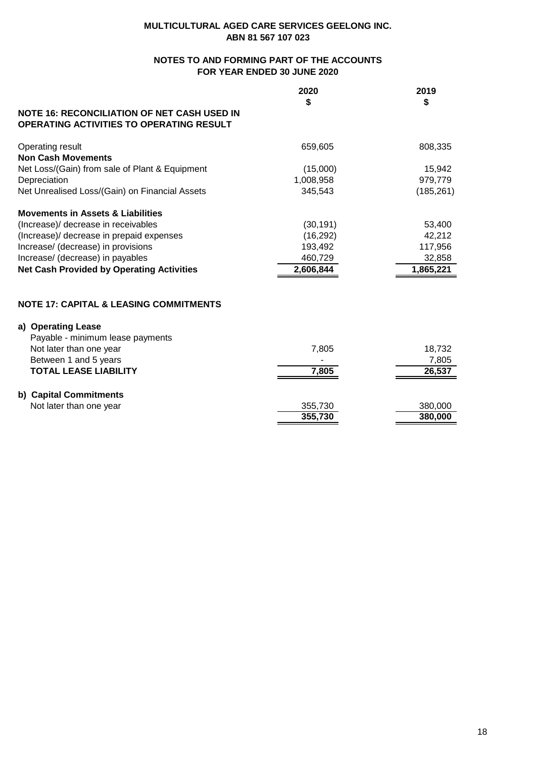**MULTICULTURAL AGED CARE SERVICES GEELONG INC.**
**ABN 81 567 107 023**

**NOTES TO AND FORMING PART OF THE ACCOUNTS**
**FOR YEAR ENDED 30 JUNE 2020**

| | 2020<br>$ | 2019<br>$ |
|---|---|---|
| **NOTE 16: RECONCILIATION OF NET CASH USED IN OPERATING ACTIVITIES TO OPERATING RESULT** | | |
| Operating result | 659,605 | 808,335 |
| **Non Cash Movements** | | |
| Net Loss/(Gain) from sale of Plant & Equipment | (15,000) | 15,942 |
| Depreciation | 1,008,958 | 979,779 |
| Net Unrealised Loss/(Gain) on Financial Assets | 345,543 | (185,261) |
| **Movements in Assets & Liabilities** | | |
| (Increase)/ decrease in receivables | (30,191) | 53,400 |
| (Increase)/ decrease in prepaid expenses | (16,292) | 42,212 |
| Increase/ (decrease) in provisions | 193,492 | 117,956 |
| Increase/ (decrease) in payables | 460,729 | 32,858 |
| **Net Cash Provided by Operating Activities** | **2,606,844** | **1,865,221** |

**NOTE 17: CAPITAL & LEASING COMMITMENTS**

| | 2020<br>$ | 2019<br>$ |
|---|---|---|
| **a) Operating Lease** | | |
| Payable - minimum lease payments | | |
| Not later than one year | 7,805 | 18,732 |
| Between 1 and 5 years | - | 7,805 |
| **TOTAL LEASE LIABILITY** | **7,805** | **26,537** |
| **b) Capital Commitments** | | |
| Not later than one year | 355,730 | 380,000 |
| | **355,730** | **380,000** |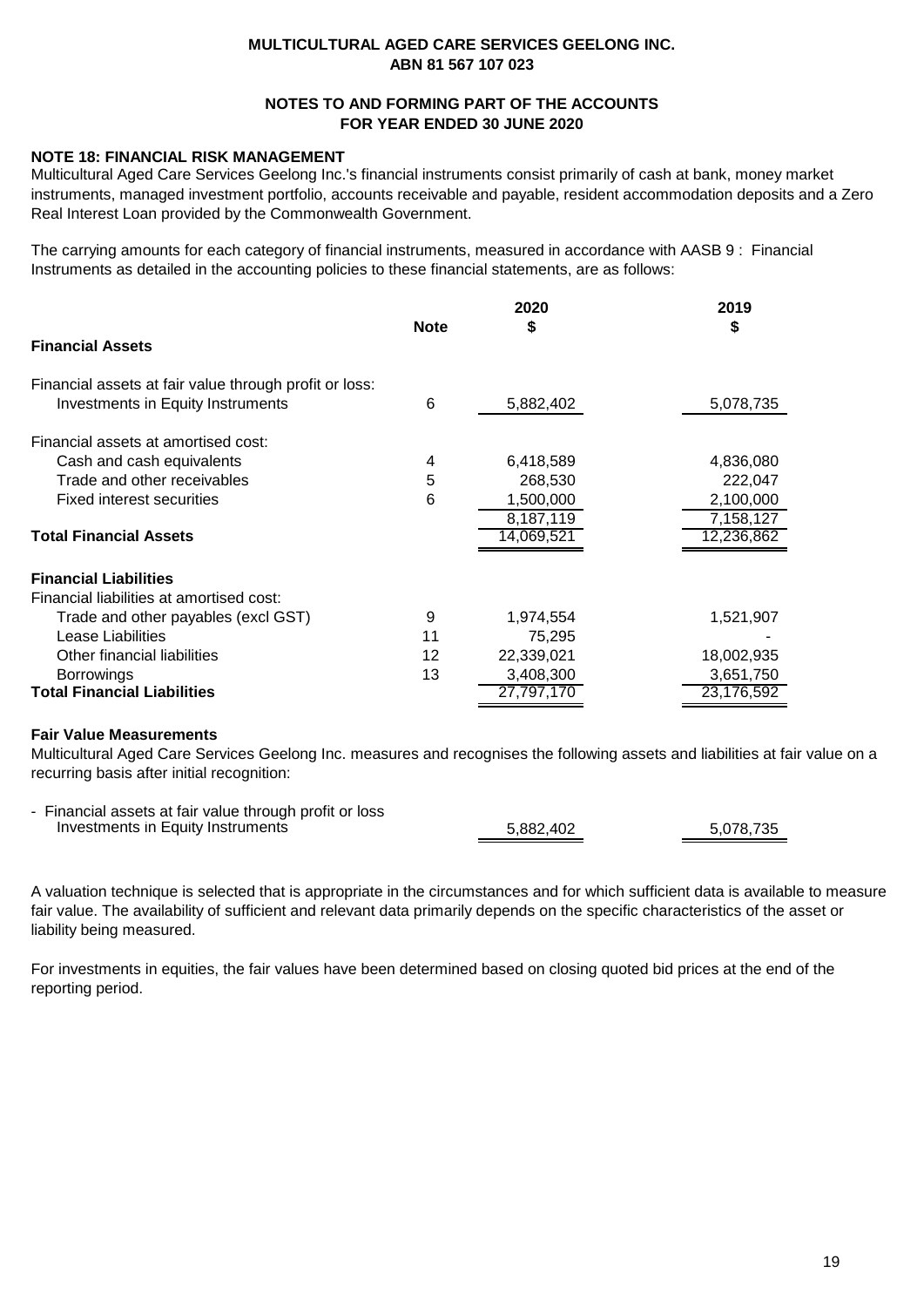**MULTICULTURAL AGED CARE SERVICES GEELONG INC.**
**ABN 81 567 107 023**

**NOTES TO AND FORMING PART OF THE ACCOUNTS**
**FOR YEAR ENDED 30 JUNE 2020**

**NOTE 18: FINANCIAL RISK MANAGEMENT**

Multicultural Aged Care Services Geelong Inc.'s financial instruments consist primarily of cash at bank, money market instruments, managed investment portfolio, accounts receivable and payable, resident accommodation deposits and a Zero Real Interest Loan provided by the Commonwealth Government.

The carrying amounts for each category of financial instruments, measured in accordance with AASB 9 : Financial Instruments as detailed in the accounting policies to these financial statements, are as follows:

| | Note | 2020 $ | 2019 $ |
|---|---|---|---|
| **Financial Assets** | | | |
| Financial assets at fair value through profit or loss: | | | |
| Investments in Equity Instruments | 6 | 5,882,402 | 5,078,735 |
| Financial assets at amortised cost: | | | |
| Cash and cash equivalents | 4 | 6,418,589 | 4,836,080 |
| Trade and other receivables | 5 | 268,530 | 222,047 |
| Fixed interest securities | 6 | 1,500,000 | 2,100,000 |
| | | 8,187,119 | 7,158,127 |
| **Total Financial Assets** | | 14,069,521 | 12,236,862 |
| **Financial Liabilities** | | | |
| Financial liabilities at amortised cost: | | | |
| Trade and other payables (excl GST) | 9 | 1,974,554 | 1,521,907 |
| Lease Liabilities | 11 | 75,295 | - |
| Other financial liabilities | 12 | 22,339,021 | 18,002,935 |
| Borrowings | 13 | 3,408,300 | 3,651,750 |
| **Total Financial Liabilities** | | 27,797,170 | 23,176,592 |

**Fair Value Measurements**

Multicultural Aged Care Services Geelong Inc. measures and recognises the following assets and liabilities at fair value on a recurring basis after initial recognition:

| | 2020 | 2019 |
|---|---|---|
| - Financial assets at fair value through profit or loss<br>Investments in Equity Instruments | 5,882,402 | 5,078,735 |

A valuation technique is selected that is appropriate in the circumstances and for which sufficient data is available to measure fair value. The availability of sufficient and relevant data primarily depends on the specific characteristics of the asset or liability being measured.

For investments in equities, the fair values have been determined based on closing quoted bid prices at the end of the reporting period.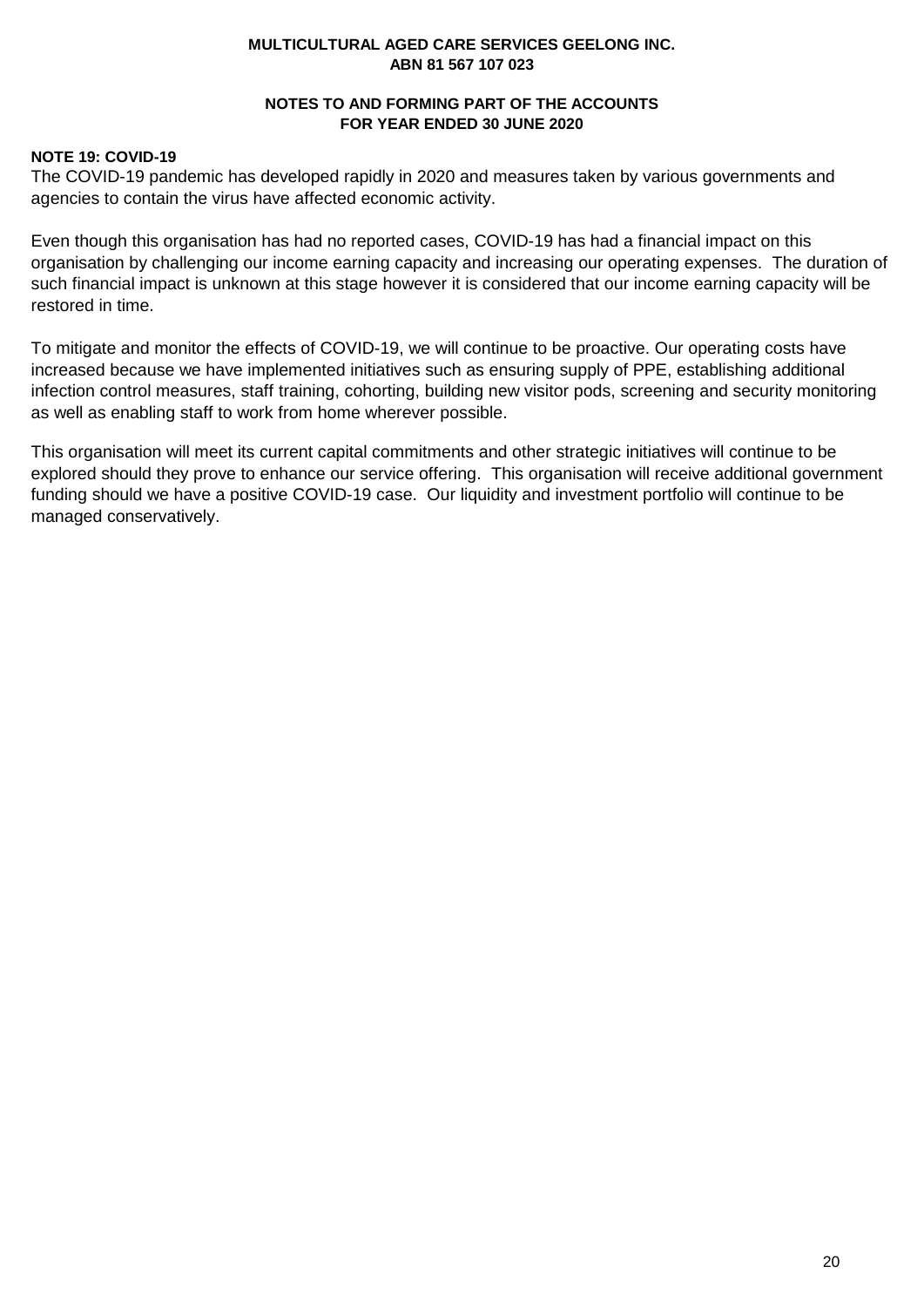**MULTICULTURAL AGED CARE SERVICES GEELONG INC.**
**ABN 81 567 107 023**

**NOTES TO AND FORMING PART OF THE ACCOUNTS**
**FOR YEAR ENDED 30 JUNE 2020**

**NOTE 19: COVID-19**

The COVID-19 pandemic has developed rapidly in 2020 and measures taken by various governments and agencies to contain the virus have affected economic activity.

Even though this organisation has had no reported cases, COVID-19 has had a financial impact on this organisation by challenging our income earning capacity and increasing our operating expenses. The duration of such financial impact is unknown at this stage however it is considered that our income earning capacity will be restored in time.

To mitigate and monitor the effects of COVID-19, we will continue to be proactive. Our operating costs have increased because we have implemented initiatives such as ensuring supply of PPE, establishing additional infection control measures, staff training, cohorting, building new visitor pods, screening and security monitoring as well as enabling staff to work from home wherever possible.

This organisation will meet its current capital commitments and other strategic initiatives will continue to be explored should they prove to enhance our service offering. This organisation will receive additional government funding should we have a positive COVID-19 case. Our liquidity and investment portfolio will continue to be managed conservatively.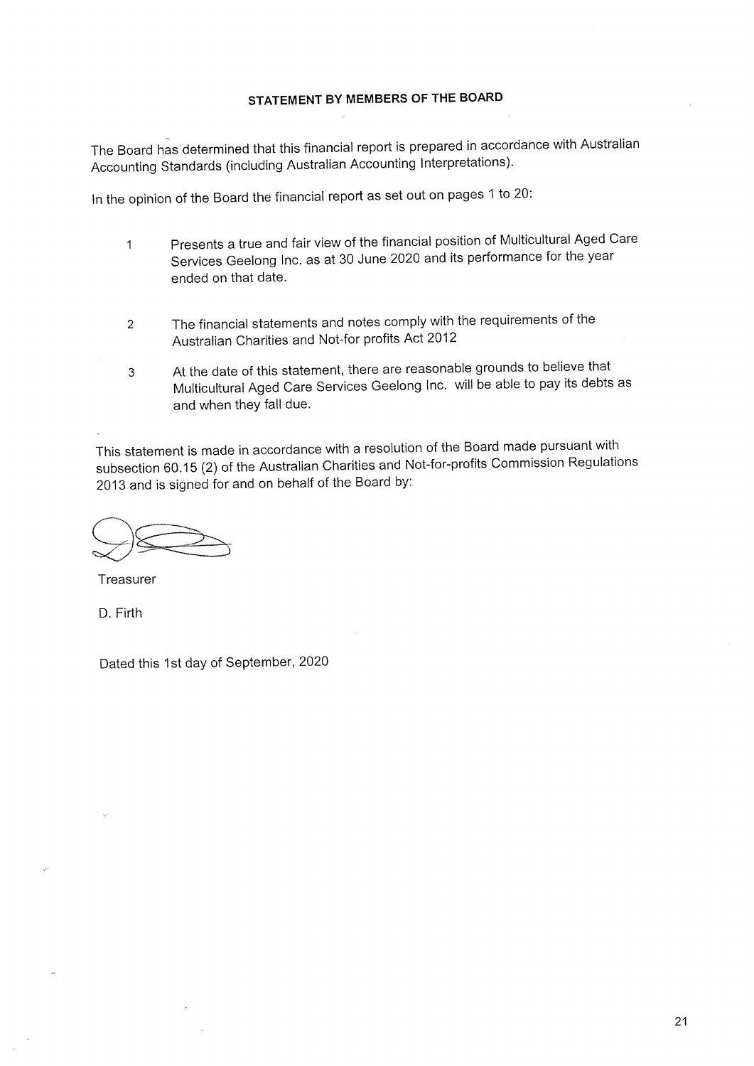## STATEMENT BY MEMBERS OF THE BOARD

The Board has determined that this financial report is prepared in accordance with Australian Accounting Standards (including Australian Accounting Interpretations).

In the opinion of the Board the financial report as set out on pages 1 to 20:

1. Presents a true and fair view of the financial position of Multicultural Aged Care Services Geelong Inc. as at 30 June 2020 and its performance for the year ended on that date.

2. The financial statements and notes comply with the requirements of the Australian Charities and Not-for profits Act 2012

3. At the date of this statement, there are reasonable grounds to believe that Multicultural Aged Care Services Geelong Inc. will be able to pay its debts as and when they fall due.

This statement is made in accordance with a resolution of the Board made pursuant with subsection 60.15 (2) of the Australian Charities and Not-for-profits Commission Regulations 2013 and is signed for and on behalf of the Board by:

Treasurer

D. Firth

Dated this 1st day of September, 2020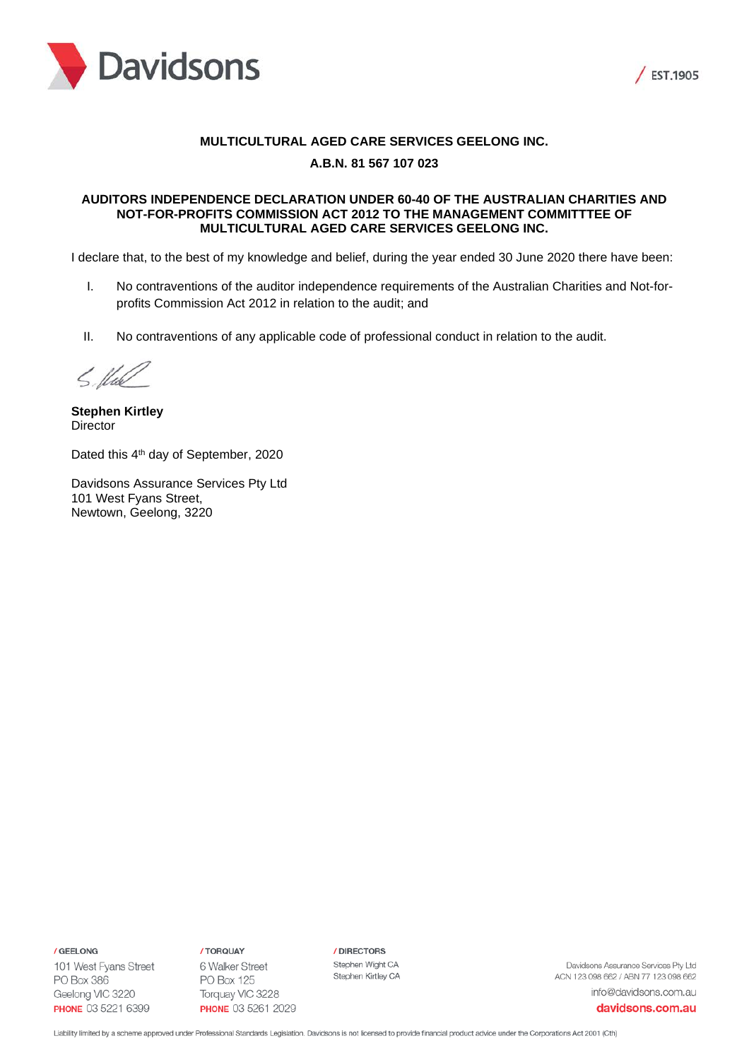Davidsons

EST.1905

**MULTICULTURAL AGED CARE SERVICES GEELONG INC.**

**A.B.N. 81 567 107 023**

**AUDITORS INDEPENDENCE DECLARATION UNDER 60-40 OF THE AUSTRALIAN CHARITIES AND NOT-FOR-PROFITS COMMISSION ACT 2012 TO THE MANAGEMENT COMMITTTEE OF MULTICULTURAL AGED CARE SERVICES GEELONG INC.**

I declare that, to the best of my knowledge and belief, during the year ended 30 June 2020 there have been:

I. No contraventions of the auditor independence requirements of the Australian Charities and Not-for-profits Commission Act 2012 in relation to the audit; and

II. No contraventions of any applicable code of professional conduct in relation to the audit.

**Stephen Kirtley**
Director

Dated this 4th day of September, 2020

Davidsons Assurance Services Pty Ltd
101 West Fyans Street,
Newtown, Geelong, 3220

/ GEELONG
101 West Fyans Street
PO Box 386
Geelong VIC 3220
PHONE 03 5221 6399

/ TORQUAY
6 Walker Street
PO Box 125
Torquay VIC 3228
PHONE 03 5261 2029

/ DIRECTORS
Stephen Wight CA
Stephen Kirtley CA

Davidsons Assurance Services Pty Ltd
ACN 123 098 662 / ABN 77 123 098 662
info@davidsons.com.au
davidsons.com.au

Liability limited by a scheme approved under Professional Standards Legislation. Davidsons is not licensed to provide financial product advice under the Corporations Act 2001 (Cth)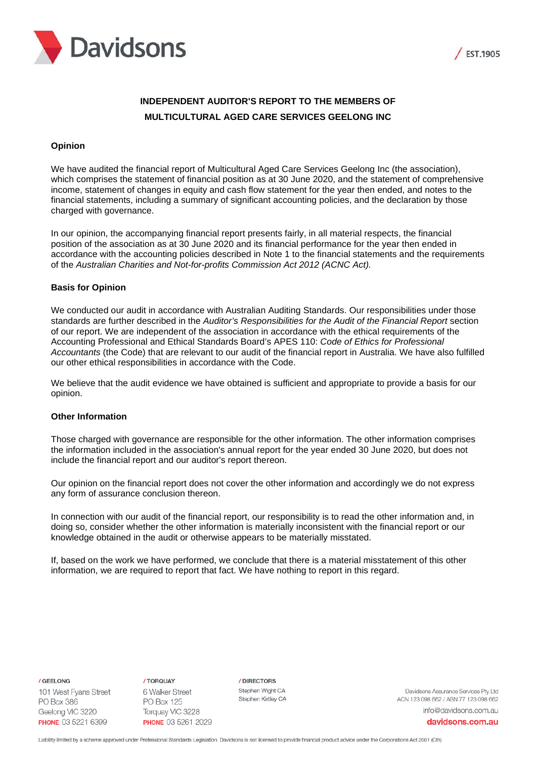# INDEPENDENT AUDITOR'S REPORT TO THE MEMBERS OF MULTICULTURAL AGED CARE SERVICES GEELONG INC

### Opinion

We have audited the financial report of Multicultural Aged Care Services Geelong Inc (the association), which comprises the statement of financial position as at 30 June 2020, and the statement of comprehensive income, statement of changes in equity and cash flow statement for the year then ended, and notes to the financial statements, including a summary of significant accounting policies, and the declaration by those charged with governance.

In our opinion, the accompanying financial report presents fairly, in all material respects, the financial position of the association as at 30 June 2020 and its financial performance for the year then ended in accordance with the accounting policies described in Note 1 to the financial statements and the requirements of the *Australian Charities and Not-for-profits Commission Act 2012 (ACNC Act).*

### Basis for Opinion

We conducted our audit in accordance with Australian Auditing Standards. Our responsibilities under those standards are further described in the *Auditor's Responsibilities for the Audit of the Financial Report* section of our report. We are independent of the association in accordance with the ethical requirements of the Accounting Professional and Ethical Standards Board's APES 110: *Code of Ethics for Professional Accountants* (the Code) that are relevant to our audit of the financial report in Australia. We have also fulfilled our other ethical responsibilities in accordance with the Code.

We believe that the audit evidence we have obtained is sufficient and appropriate to provide a basis for our opinion.

### Other Information

Those charged with governance are responsible for the other information. The other information comprises the information included in the association's annual report for the year ended 30 June 2020, but does not include the financial report and our auditor's report thereon.

Our opinion on the financial report does not cover the other information and accordingly we do not express any form of assurance conclusion thereon.

In connection with our audit of the financial report, our responsibility is to read the other information and, in doing so, consider whether the other information is materially inconsistent with the financial report or our knowledge obtained in the audit or otherwise appears to be materially misstated.

If, based on the work we have performed, we conclude that there is a material misstatement of this other information, we are required to report that fact. We have nothing to report in this regard.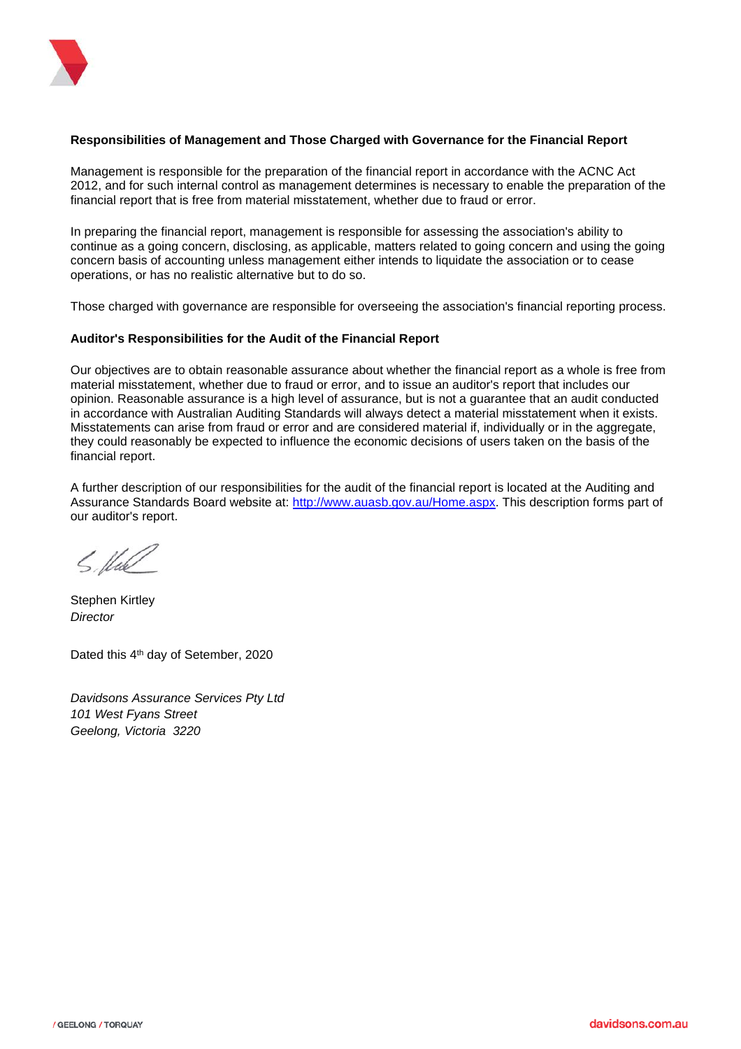**Responsibilities of Management and Those Charged with Governance for the Financial Report**

Management is responsible for the preparation of the financial report in accordance with the ACNC Act 2012, and for such internal control as management determines is necessary to enable the preparation of the financial report that is free from material misstatement, whether due to fraud or error.

In preparing the financial report, management is responsible for assessing the association's ability to continue as a going concern, disclosing, as applicable, matters related to going concern and using the going concern basis of accounting unless management either intends to liquidate the association or to cease operations, or has no realistic alternative but to do so.

Those charged with governance are responsible for overseeing the association's financial reporting process.

**Auditor's Responsibilities for the Audit of the Financial Report**

Our objectives are to obtain reasonable assurance about whether the financial report as a whole is free from material misstatement, whether due to fraud or error, and to issue an auditor's report that includes our opinion. Reasonable assurance is a high level of assurance, but is not a guarantee that an audit conducted in accordance with Australian Auditing Standards will always detect a material misstatement when it exists. Misstatements can arise from fraud or error and are considered material if, individually or in the aggregate, they could reasonably be expected to influence the economic decisions of users taken on the basis of the financial report.

A further description of our responsibilities for the audit of the financial report is located at the Auditing and Assurance Standards Board website at: http://www.auasb.gov.au/Home.aspx. This description forms part of our auditor's report.

Stephen Kirtley
*Director*

Dated this 4th day of Setember, 2020

*Davidsons Assurance Services Pty Ltd*
*101 West Fyans Street*
*Geelong, Victoria 3220*